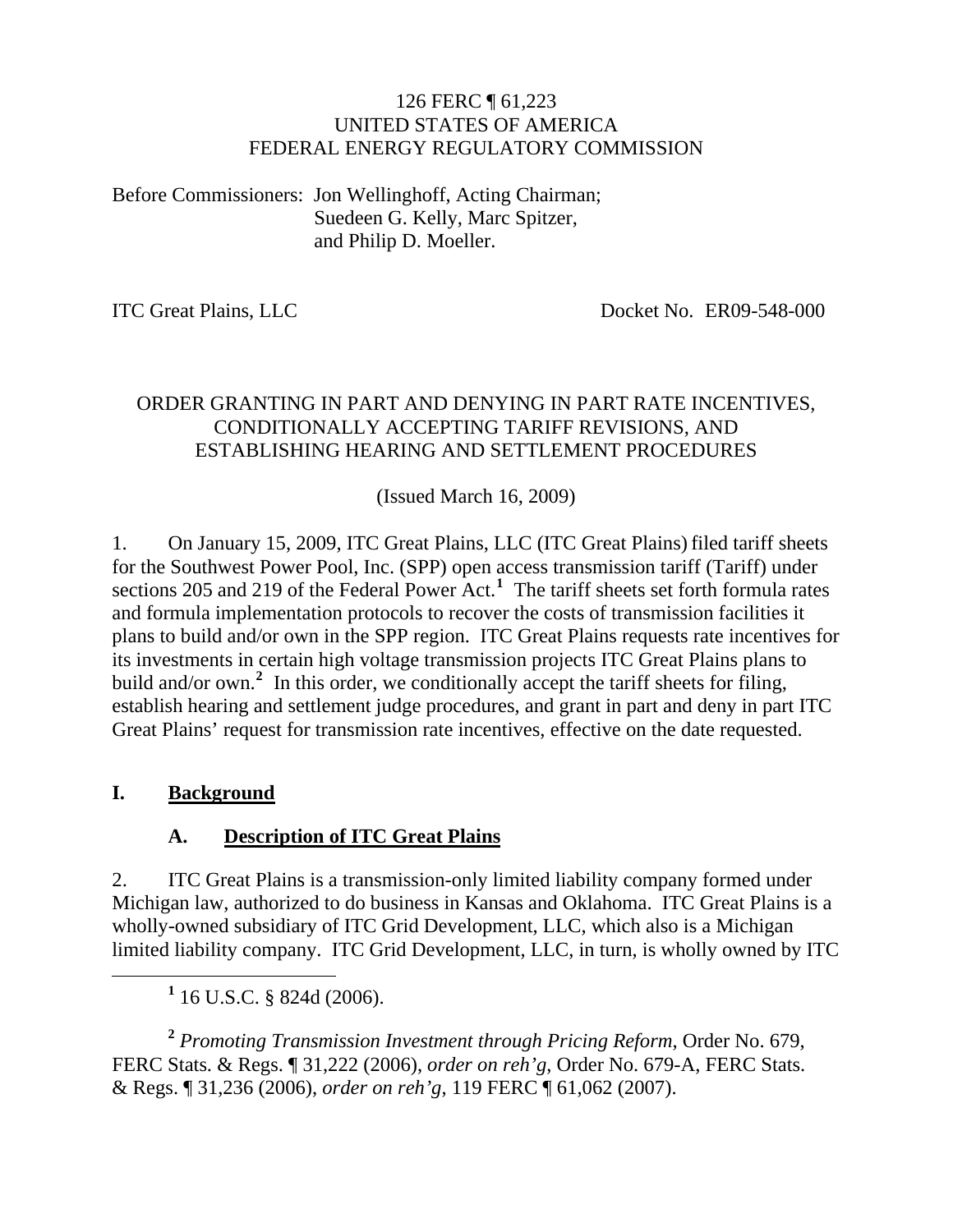126 FERC ¶ 61,223
UNITED STATES OF AMERICA
FEDERAL ENERGY REGULATORY COMMISSION

Before Commissioners: Jon Wellinghoff, Acting Chairman;
Suedeen G. Kelly, Marc Spitzer,
and Philip D. Moeller.

ITC Great Plains, LLC Docket No. ER09-548-000

ORDER GRANTING IN PART AND DENYING IN PART RATE INCENTIVES, CONDITIONALLY ACCEPTING TARIFF REVISIONS, AND ESTABLISHING HEARING AND SETTLEMENT PROCEDURES

(Issued March 16, 2009)

1. On January 15, 2009, ITC Great Plains, LLC (ITC Great Plains) filed tariff sheets for the Southwest Power Pool, Inc. (SPP) open access transmission tariff (Tariff) under sections 205 and 219 of the Federal Power Act.[1] The tariff sheets set forth formula rates and formula implementation protocols to recover the costs of transmission facilities it plans to build and/or own in the SPP region. ITC Great Plains requests rate incentives for its investments in certain high voltage transmission projects ITC Great Plains plans to build and/or own.[2] In this order, we conditionally accept the tariff sheets for filing, establish hearing and settlement judge procedures, and grant in part and deny in part ITC Great Plains' request for transmission rate incentives, effective on the date requested.

## I. Background

### A. Description of ITC Great Plains

2. ITC Great Plains is a transmission-only limited liability company formed under Michigan law, authorized to do business in Kansas and Oklahoma. ITC Great Plains is a wholly-owned subsidiary of ITC Grid Development, LLC, which also is a Michigan limited liability company. ITC Grid Development, LLC, in turn, is wholly owned by ITC

[1] 16 U.S.C. § 824d (2006).

[2] *Promoting Transmission Investment through Pricing Reform*, Order No. 679, FERC Stats. & Regs. ¶ 31,222 (2006), *order on reh'g*, Order No. 679-A, FERC Stats. & Regs. ¶ 31,236 (2006), *order on reh'g*, 119 FERC ¶ 61,062 (2007).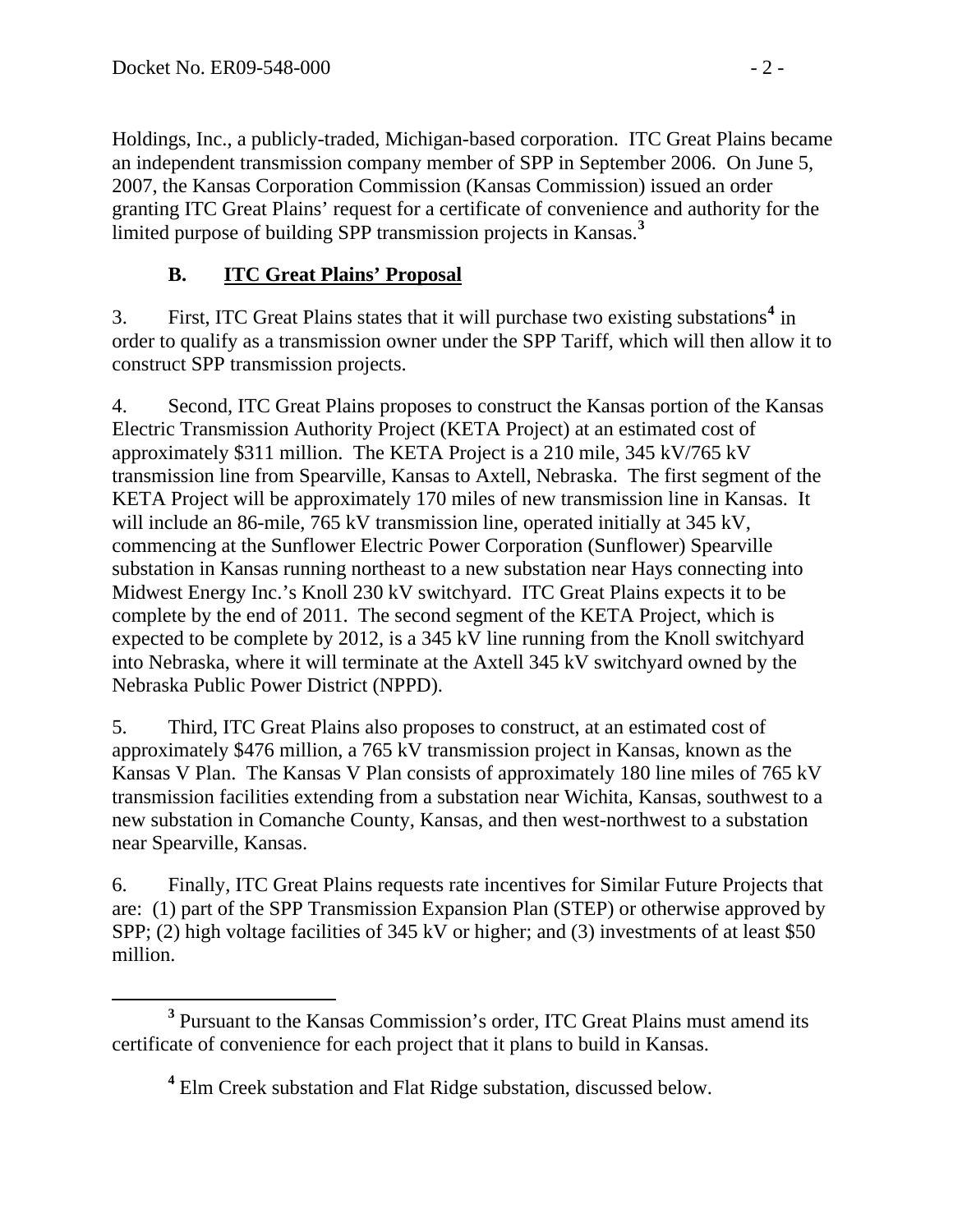Holdings, Inc., a publicly-traded, Michigan-based corporation. ITC Great Plains became an independent transmission company member of SPP in September 2006. On June 5, 2007, the Kansas Corporation Commission (Kansas Commission) issued an order granting ITC Great Plains' request for a certificate of convenience and authority for the limited purpose of building SPP transmission projects in Kansas.[3]

### B. ITC Great Plains' Proposal

3. First, ITC Great Plains states that it will purchase two existing substations[4] in order to qualify as a transmission owner under the SPP Tariff, which will then allow it to construct SPP transmission projects.

4. Second, ITC Great Plains proposes to construct the Kansas portion of the Kansas Electric Transmission Authority Project (KETA Project) at an estimated cost of approximately $311 million. The KETA Project is a 210 mile, 345 kV/765 kV transmission line from Spearville, Kansas to Axtell, Nebraska. The first segment of the KETA Project will be approximately 170 miles of new transmission line in Kansas. It will include an 86-mile, 765 kV transmission line, operated initially at 345 kV, commencing at the Sunflower Electric Power Corporation (Sunflower) Spearville substation in Kansas running northeast to a new substation near Hays connecting into Midwest Energy Inc.'s Knoll 230 kV switchyard. ITC Great Plains expects it to be complete by the end of 2011. The second segment of the KETA Project, which is expected to be complete by 2012, is a 345 kV line running from the Knoll switchyard into Nebraska, where it will terminate at the Axtell 345 kV switchyard owned by the Nebraska Public Power District (NPPD).

5. Third, ITC Great Plains also proposes to construct, at an estimated cost of approximately $476 million, a 765 kV transmission project in Kansas, known as the Kansas V Plan. The Kansas V Plan consists of approximately 180 line miles of 765 kV transmission facilities extending from a substation near Wichita, Kansas, southwest to a new substation in Comanche County, Kansas, and then west-northwest to a substation near Spearville, Kansas.

6. Finally, ITC Great Plains requests rate incentives for Similar Future Projects that are: (1) part of the SPP Transmission Expansion Plan (STEP) or otherwise approved by SPP; (2) high voltage facilities of 345 kV or higher; and (3) investments of at least $50 million.

---

[3] Pursuant to the Kansas Commission's order, ITC Great Plains must amend its certificate of convenience for each project that it plans to build in Kansas.

[4] Elm Creek substation and Flat Ridge substation, discussed below.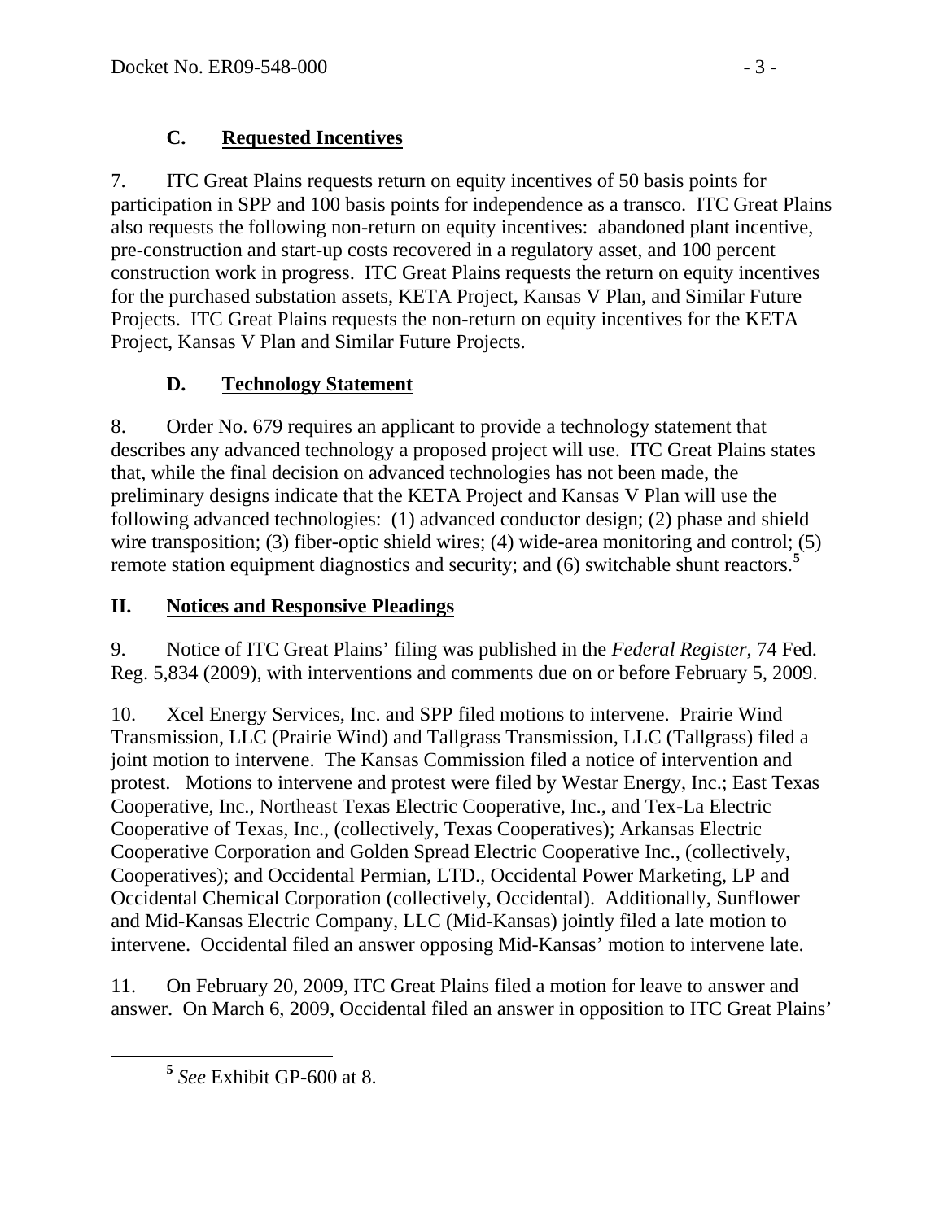### C. Requested Incentives

7. ITC Great Plains requests return on equity incentives of 50 basis points for participation in SPP and 100 basis points for independence as a transco. ITC Great Plains also requests the following non-return on equity incentives: abandoned plant incentive, pre-construction and start-up costs recovered in a regulatory asset, and 100 percent construction work in progress. ITC Great Plains requests the return on equity incentives for the purchased substation assets, KETA Project, Kansas V Plan, and Similar Future Projects. ITC Great Plains requests the non-return on equity incentives for the KETA Project, Kansas V Plan and Similar Future Projects.

### D. Technology Statement

8. Order No. 679 requires an applicant to provide a technology statement that describes any advanced technology a proposed project will use. ITC Great Plains states that, while the final decision on advanced technologies has not been made, the preliminary designs indicate that the KETA Project and Kansas V Plan will use the following advanced technologies: (1) advanced conductor design; (2) phase and shield wire transposition; (3) fiber-optic shield wires; (4) wide-area monitoring and control; (5) remote station equipment diagnostics and security; and (6) switchable shunt reactors.[5]

## II. Notices and Responsive Pleadings

9. Notice of ITC Great Plains' filing was published in the *Federal Register*, 74 Fed. Reg. 5,834 (2009), with interventions and comments due on or before February 5, 2009.

10. Xcel Energy Services, Inc. and SPP filed motions to intervene. Prairie Wind Transmission, LLC (Prairie Wind) and Tallgrass Transmission, LLC (Tallgrass) filed a joint motion to intervene. The Kansas Commission filed a notice of intervention and protest. Motions to intervene and protest were filed by Westar Energy, Inc.; East Texas Cooperative, Inc., Northeast Texas Electric Cooperative, Inc., and Tex-La Electric Cooperative of Texas, Inc., (collectively, Texas Cooperatives); Arkansas Electric Cooperative Corporation and Golden Spread Electric Cooperative Inc., (collectively, Cooperatives); and Occidental Permian, LTD., Occidental Power Marketing, LP and Occidental Chemical Corporation (collectively, Occidental). Additionally, Sunflower and Mid-Kansas Electric Company, LLC (Mid-Kansas) jointly filed a late motion to intervene. Occidental filed an answer opposing Mid-Kansas' motion to intervene late.

11. On February 20, 2009, ITC Great Plains filed a motion for leave to answer and answer. On March 6, 2009, Occidental filed an answer in opposition to ITC Great Plains'

[5] *See* Exhibit GP-600 at 8.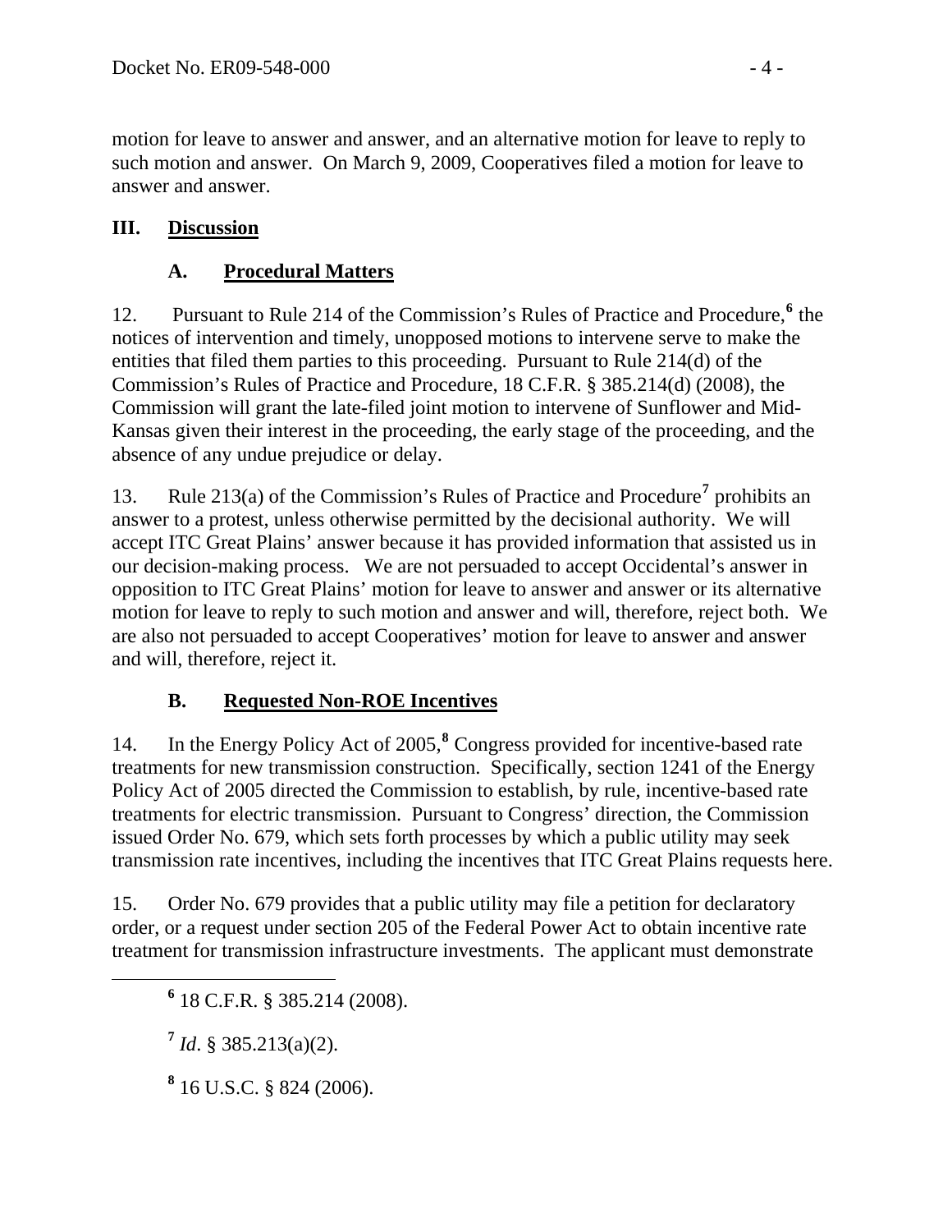motion for leave to answer and answer, and an alternative motion for leave to reply to such motion and answer. On March 9, 2009, Cooperatives filed a motion for leave to answer and answer.

## III. Discussion

### A. Procedural Matters

12. Pursuant to Rule 214 of the Commission's Rules of Practice and Procedure,[6] the notices of intervention and timely, unopposed motions to intervene serve to make the entities that filed them parties to this proceeding. Pursuant to Rule 214(d) of the Commission's Rules of Practice and Procedure, 18 C.F.R. § 385.214(d) (2008), the Commission will grant the late-filed joint motion to intervene of Sunflower and Mid-Kansas given their interest in the proceeding, the early stage of the proceeding, and the absence of any undue prejudice or delay.

13. Rule 213(a) of the Commission's Rules of Practice and Procedure[7] prohibits an answer to a protest, unless otherwise permitted by the decisional authority. We will accept ITC Great Plains' answer because it has provided information that assisted us in our decision-making process. We are not persuaded to accept Occidental's answer in opposition to ITC Great Plains' motion for leave to answer and answer or its alternative motion for leave to reply to such motion and answer and will, therefore, reject both. We are also not persuaded to accept Cooperatives' motion for leave to answer and answer and will, therefore, reject it.

### B. Requested Non-ROE Incentives

14. In the Energy Policy Act of 2005,[8] Congress provided for incentive-based rate treatments for new transmission construction. Specifically, section 1241 of the Energy Policy Act of 2005 directed the Commission to establish, by rule, incentive-based rate treatments for electric transmission. Pursuant to Congress' direction, the Commission issued Order No. 679, which sets forth processes by which a public utility may seek transmission rate incentives, including the incentives that ITC Great Plains requests here.

15. Order No. 679 provides that a public utility may file a petition for declaratory order, or a request under section 205 of the Federal Power Act to obtain incentive rate treatment for transmission infrastructure investments. The applicant must demonstrate

---

[6] 18 C.F.R. § 385.214 (2008).

[7] *Id*. § 385.213(a)(2).

[8] 16 U.S.C. § 824 (2006).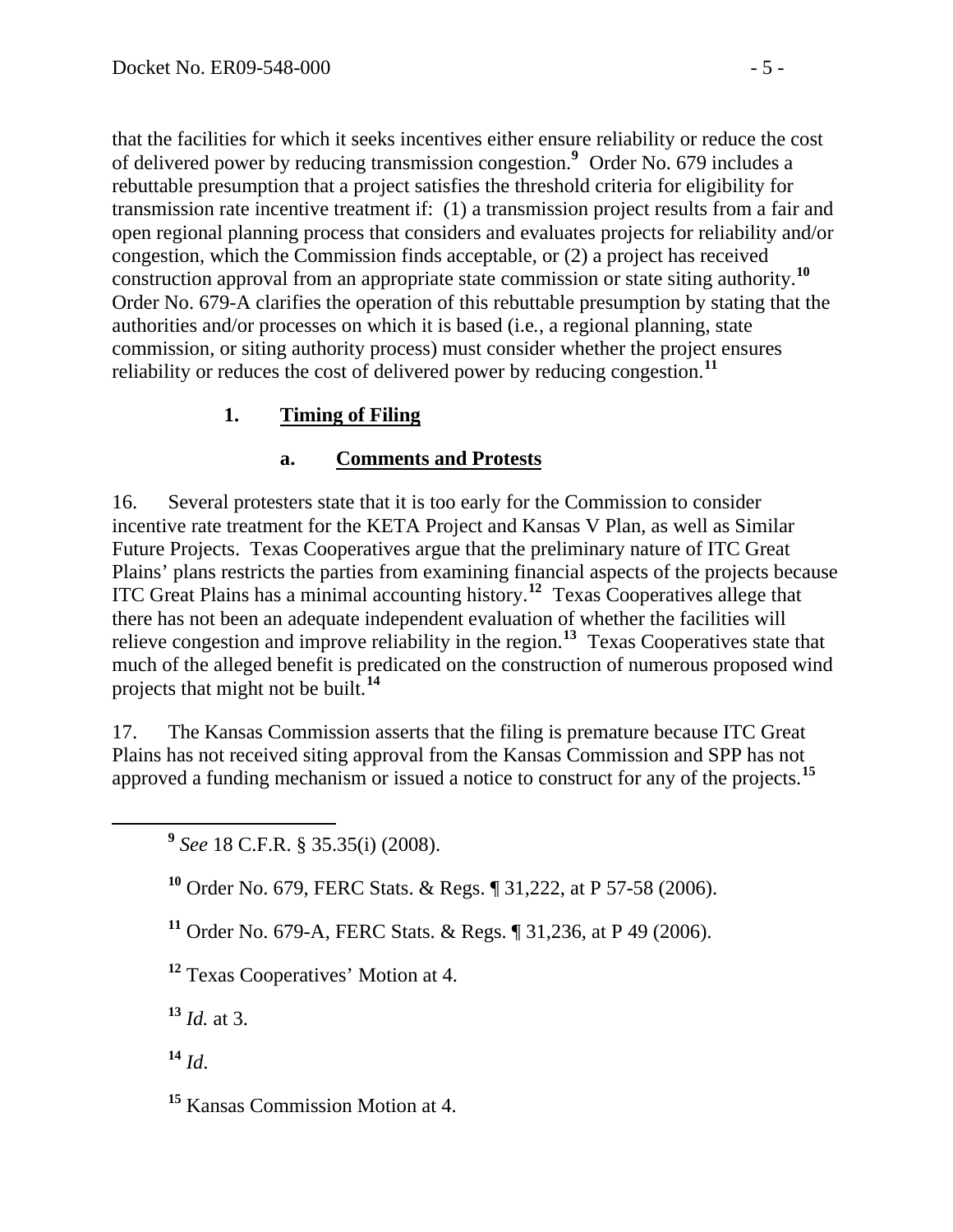that the facilities for which it seeks incentives either ensure reliability or reduce the cost of delivered power by reducing transmission congestion.[9] Order No. 679 includes a rebuttable presumption that a project satisfies the threshold criteria for eligibility for transmission rate incentive treatment if: (1) a transmission project results from a fair and open regional planning process that considers and evaluates projects for reliability and/or congestion, which the Commission finds acceptable, or (2) a project has received construction approval from an appropriate state commission or state siting authority.[10] Order No. 679-A clarifies the operation of this rebuttable presumption by stating that the authorities and/or processes on which it is based (i.e., a regional planning, state commission, or siting authority process) must consider whether the project ensures reliability or reduces the cost of delivered power by reducing congestion.[11]

### 1. Timing of Filing

#### a. Comments and Protests

16. Several protesters state that it is too early for the Commission to consider incentive rate treatment for the KETA Project and Kansas V Plan, as well as Similar Future Projects. Texas Cooperatives argue that the preliminary nature of ITC Great Plains' plans restricts the parties from examining financial aspects of the projects because ITC Great Plains has a minimal accounting history.[12] Texas Cooperatives allege that there has not been an adequate independent evaluation of whether the facilities will relieve congestion and improve reliability in the region.[13] Texas Cooperatives state that much of the alleged benefit is predicated on the construction of numerous proposed wind projects that might not be built.[14]

17. The Kansas Commission asserts that the filing is premature because ITC Great Plains has not received siting approval from the Kansas Commission and SPP has not approved a funding mechanism or issued a notice to construct for any of the projects.[15]

---

[9] *See* 18 C.F.R. § 35.35(i) (2008).

[10] Order No. 679, FERC Stats. & Regs. ¶ 31,222, at P 57-58 (2006).

[11] Order No. 679-A, FERC Stats. & Regs. ¶ 31,236, at P 49 (2006).

[12] Texas Cooperatives' Motion at 4.

[13] *Id.* at 3.

[14] *Id*.

[15] Kansas Commission Motion at 4.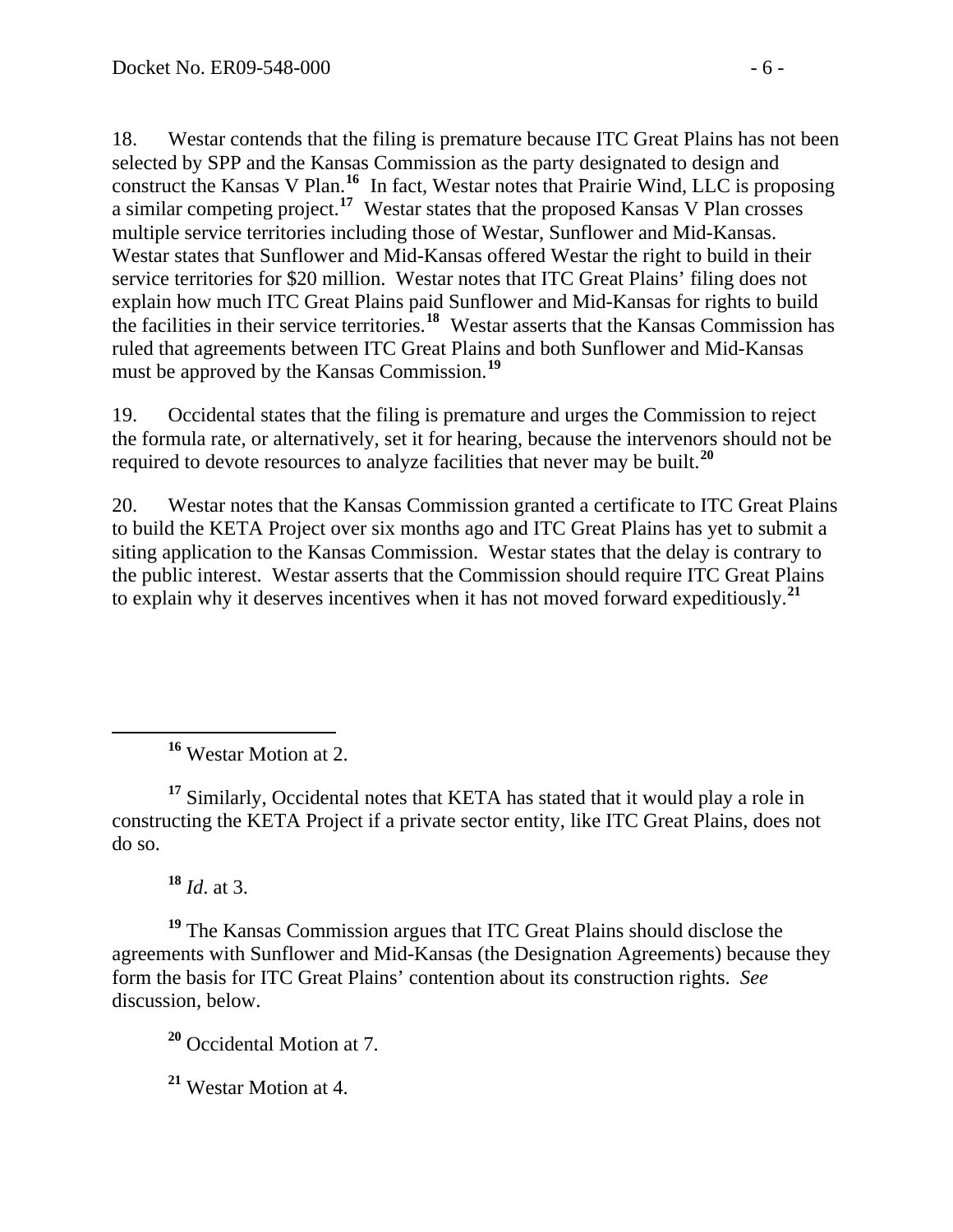18. Westar contends that the filing is premature because ITC Great Plains has not been selected by SPP and the Kansas Commission as the party designated to design and construct the Kansas V Plan.[16] In fact, Westar notes that Prairie Wind, LLC is proposing a similar competing project.[17] Westar states that the proposed Kansas V Plan crosses multiple service territories including those of Westar, Sunflower and Mid-Kansas. Westar states that Sunflower and Mid-Kansas offered Westar the right to build in their service territories for $20 million. Westar notes that ITC Great Plains' filing does not explain how much ITC Great Plains paid Sunflower and Mid-Kansas for rights to build the facilities in their service territories.[18] Westar asserts that the Kansas Commission has ruled that agreements between ITC Great Plains and both Sunflower and Mid-Kansas must be approved by the Kansas Commission.[19]

19. Occidental states that the filing is premature and urges the Commission to reject the formula rate, or alternatively, set it for hearing, because the intervenors should not be required to devote resources to analyze facilities that never may be built.[20]

20. Westar notes that the Kansas Commission granted a certificate to ITC Great Plains to build the KETA Project over six months ago and ITC Great Plains has yet to submit a siting application to the Kansas Commission. Westar states that the delay is contrary to the public interest. Westar asserts that the Commission should require ITC Great Plains to explain why it deserves incentives when it has not moved forward expeditiously.[21]

---

[16] Westar Motion at 2.

[17] Similarly, Occidental notes that KETA has stated that it would play a role in constructing the KETA Project if a private sector entity, like ITC Great Plains, does not do so.

[18] *Id*. at 3.

[19] The Kansas Commission argues that ITC Great Plains should disclose the agreements with Sunflower and Mid-Kansas (the Designation Agreements) because they form the basis for ITC Great Plains' contention about its construction rights. *See* discussion, below.

[20] Occidental Motion at 7.

[21] Westar Motion at 4.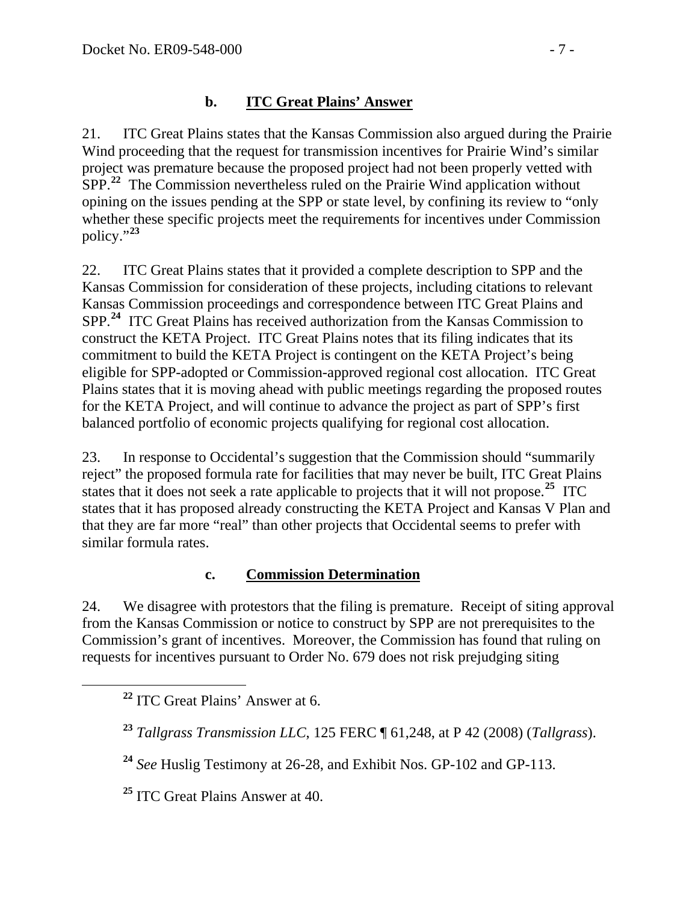### b. ITC Great Plains' Answer

21. ITC Great Plains states that the Kansas Commission also argued during the Prairie Wind proceeding that the request for transmission incentives for Prairie Wind's similar project was premature because the proposed project had not been properly vetted with SPP.[22] The Commission nevertheless ruled on the Prairie Wind application without opining on the issues pending at the SPP or state level, by confining its review to "only whether these specific projects meet the requirements for incentives under Commission policy."[23]

22. ITC Great Plains states that it provided a complete description to SPP and the Kansas Commission for consideration of these projects, including citations to relevant Kansas Commission proceedings and correspondence between ITC Great Plains and SPP.[24] ITC Great Plains has received authorization from the Kansas Commission to construct the KETA Project. ITC Great Plains notes that its filing indicates that its commitment to build the KETA Project is contingent on the KETA Project's being eligible for SPP-adopted or Commission-approved regional cost allocation. ITC Great Plains states that it is moving ahead with public meetings regarding the proposed routes for the KETA Project, and will continue to advance the project as part of SPP's first balanced portfolio of economic projects qualifying for regional cost allocation.

23. In response to Occidental's suggestion that the Commission should "summarily reject" the proposed formula rate for facilities that may never be built, ITC Great Plains states that it does not seek a rate applicable to projects that it will not propose.[25] ITC states that it has proposed already constructing the KETA Project and Kansas V Plan and that they are far more "real" than other projects that Occidental seems to prefer with similar formula rates.

### c. Commission Determination

24. We disagree with protestors that the filing is premature. Receipt of siting approval from the Kansas Commission or notice to construct by SPP are not prerequisites to the Commission's grant of incentives. Moreover, the Commission has found that ruling on requests for incentives pursuant to Order No. 679 does not risk prejudging siting

---

[22] ITC Great Plains' Answer at 6.

[23] *Tallgrass Transmission LLC*, 125 FERC ¶ 61,248, at P 42 (2008) (*Tallgrass*).

[24] *See* Huslig Testimony at 26-28, and Exhibit Nos. GP-102 and GP-113.

[25] ITC Great Plains Answer at 40.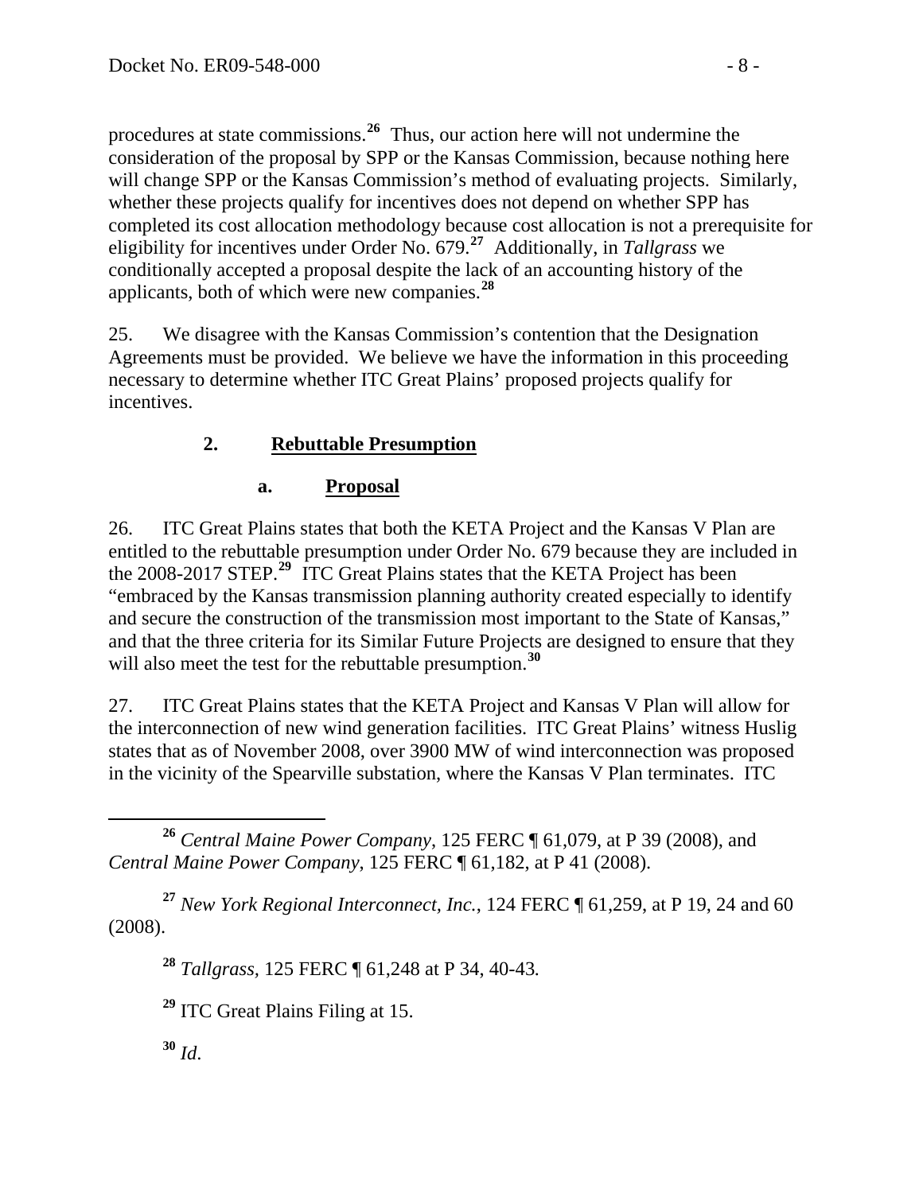procedures at state commissions.[26] Thus, our action here will not undermine the consideration of the proposal by SPP or the Kansas Commission, because nothing here will change SPP or the Kansas Commission's method of evaluating projects. Similarly, whether these projects qualify for incentives does not depend on whether SPP has completed its cost allocation methodology because cost allocation is not a prerequisite for eligibility for incentives under Order No. 679.[27] Additionally, in *Tallgrass* we conditionally accepted a proposal despite the lack of an accounting history of the applicants, both of which were new companies.[28]

25. We disagree with the Kansas Commission's contention that the Designation Agreements must be provided. We believe we have the information in this proceeding necessary to determine whether ITC Great Plains' proposed projects qualify for incentives.

### 2. Rebuttable Presumption

#### a. Proposal

26. ITC Great Plains states that both the KETA Project and the Kansas V Plan are entitled to the rebuttable presumption under Order No. 679 because they are included in the 2008-2017 STEP.[29] ITC Great Plains states that the KETA Project has been "embraced by the Kansas transmission planning authority created especially to identify and secure the construction of the transmission most important to the State of Kansas," and that the three criteria for its Similar Future Projects are designed to ensure that they will also meet the test for the rebuttable presumption.[30]

27. ITC Great Plains states that the KETA Project and Kansas V Plan will allow for the interconnection of new wind generation facilities. ITC Great Plains' witness Huslig states that as of November 2008, over 3900 MW of wind interconnection was proposed in the vicinity of the Spearville substation, where the Kansas V Plan terminates. ITC

---

[26] *Central Maine Power Company*, 125 FERC ¶ 61,079, at P 39 (2008), and *Central Maine Power Company*, 125 FERC ¶ 61,182, at P 41 (2008).

[27] *New York Regional Interconnect, Inc.*, 124 FERC ¶ 61,259, at P 19, 24 and 60 (2008).

[28] *Tallgrass*, 125 FERC ¶ 61,248 at P 34, 40-43.

[29] ITC Great Plains Filing at 15.

[30] *Id*.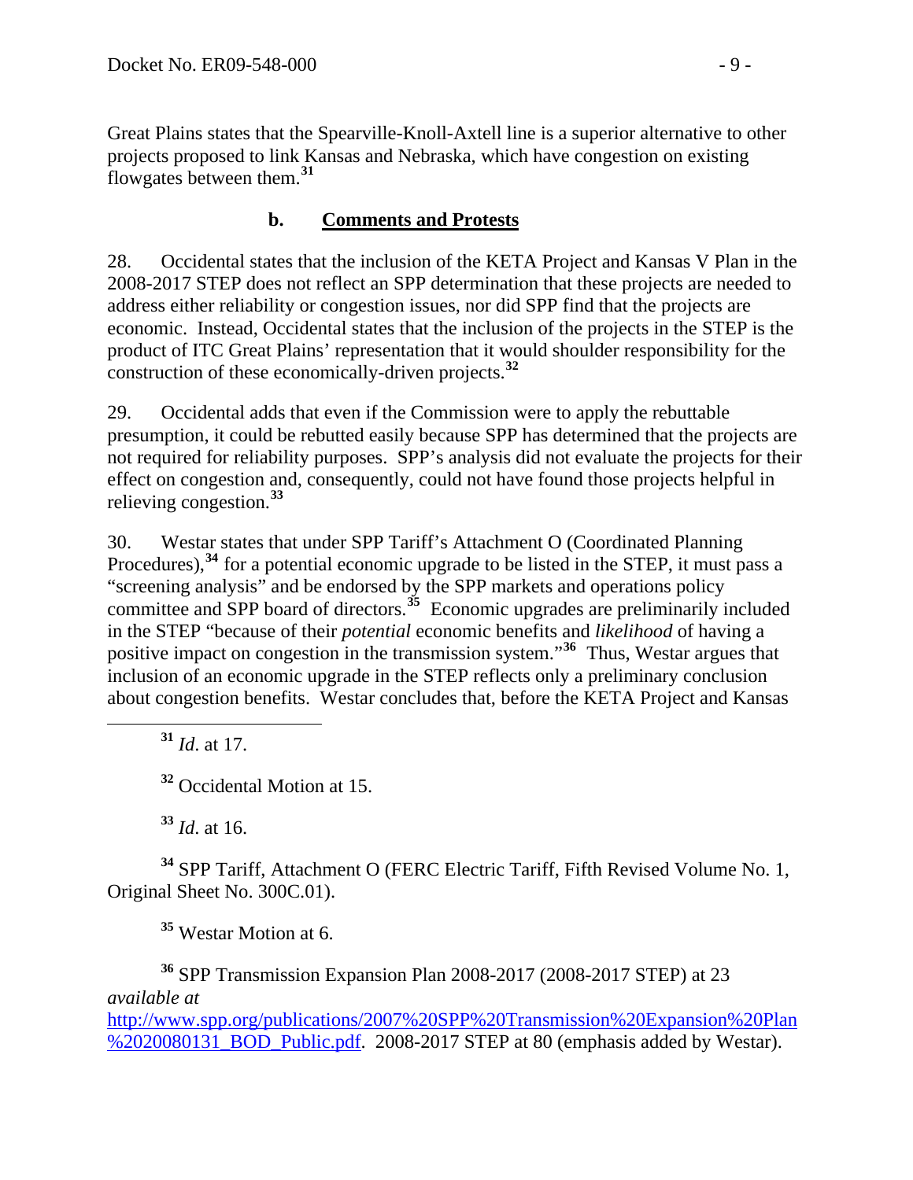Great Plains states that the Spearville-Knoll-Axtell line is a superior alternative to other projects proposed to link Kansas and Nebraska, which have congestion on existing flowgates between them.[31]

### b. **Comments and Protests**

28. Occidental states that the inclusion of the KETA Project and Kansas V Plan in the 2008-2017 STEP does not reflect an SPP determination that these projects are needed to address either reliability or congestion issues, nor did SPP find that the projects are economic. Instead, Occidental states that the inclusion of the projects in the STEP is the product of ITC Great Plains' representation that it would shoulder responsibility for the construction of these economically-driven projects.[32]

29. Occidental adds that even if the Commission were to apply the rebuttable presumption, it could be rebutted easily because SPP has determined that the projects are not required for reliability purposes. SPP's analysis did not evaluate the projects for their effect on congestion and, consequently, could not have found those projects helpful in relieving congestion.[33]

30. Westar states that under SPP Tariff's Attachment O (Coordinated Planning Procedures),[34] for a potential economic upgrade to be listed in the STEP, it must pass a "screening analysis" and be endorsed by the SPP markets and operations policy committee and SPP board of directors.[35] Economic upgrades are preliminarily included in the STEP "because of their *potential* economic benefits and *likelihood* of having a positive impact on congestion in the transmission system."[36] Thus, Westar argues that inclusion of an economic upgrade in the STEP reflects only a preliminary conclusion about congestion benefits. Westar concludes that, before the KETA Project and Kansas

---

[31] *Id*. at 17.

[32] Occidental Motion at 15.

[33] *Id*. at 16.

[34] SPP Tariff, Attachment O (FERC Electric Tariff, Fifth Revised Volume No. 1, Original Sheet No. 300C.01).

[35] Westar Motion at 6.

[36] SPP Transmission Expansion Plan 2008-2017 (2008-2017 STEP) at 23 *available at* http://www.spp.org/publications/2007%20SPP%20Transmission%20Expansion%20Plan%2020080131_BOD_Public.pdf. 2008-2017 STEP at 80 (emphasis added by Westar).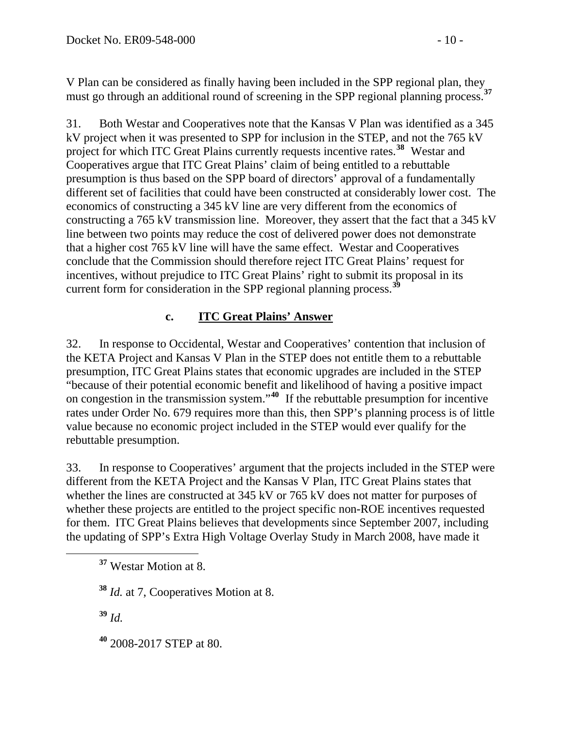V Plan can be considered as finally having been included in the SPP regional plan, they must go through an additional round of screening in the SPP regional planning process.[37]

31. Both Westar and Cooperatives note that the Kansas V Plan was identified as a 345 kV project when it was presented to SPP for inclusion in the STEP, and not the 765 kV project for which ITC Great Plains currently requests incentive rates.[38] Westar and Cooperatives argue that ITC Great Plains' claim of being entitled to a rebuttable presumption is thus based on the SPP board of directors' approval of a fundamentally different set of facilities that could have been constructed at considerably lower cost. The economics of constructing a 345 kV line are very different from the economics of constructing a 765 kV transmission line. Moreover, they assert that the fact that a 345 kV line between two points may reduce the cost of delivered power does not demonstrate that a higher cost 765 kV line will have the same effect. Westar and Cooperatives conclude that the Commission should therefore reject ITC Great Plains' request for incentives, without prejudice to ITC Great Plains' right to submit its proposal in its current form for consideration in the SPP regional planning process.[39]

### c. ITC Great Plains' Answer

32. In response to Occidental, Westar and Cooperatives' contention that inclusion of the KETA Project and Kansas V Plan in the STEP does not entitle them to a rebuttable presumption, ITC Great Plains states that economic upgrades are included in the STEP "because of their potential economic benefit and likelihood of having a positive impact on congestion in the transmission system."[40] If the rebuttable presumption for incentive rates under Order No. 679 requires more than this, then SPP's planning process is of little value because no economic project included in the STEP would ever qualify for the rebuttable presumption.

33. In response to Cooperatives' argument that the projects included in the STEP were different from the KETA Project and the Kansas V Plan, ITC Great Plains states that whether the lines are constructed at 345 kV or 765 kV does not matter for purposes of whether these projects are entitled to the project specific non-ROE incentives requested for them. ITC Great Plains believes that developments since September 2007, including the updating of SPP's Extra High Voltage Overlay Study in March 2008, have made it

---

[37] Westar Motion at 8.

[38] *Id.* at 7, Cooperatives Motion at 8.

[39] *Id.*

[40] 2008-2017 STEP at 80.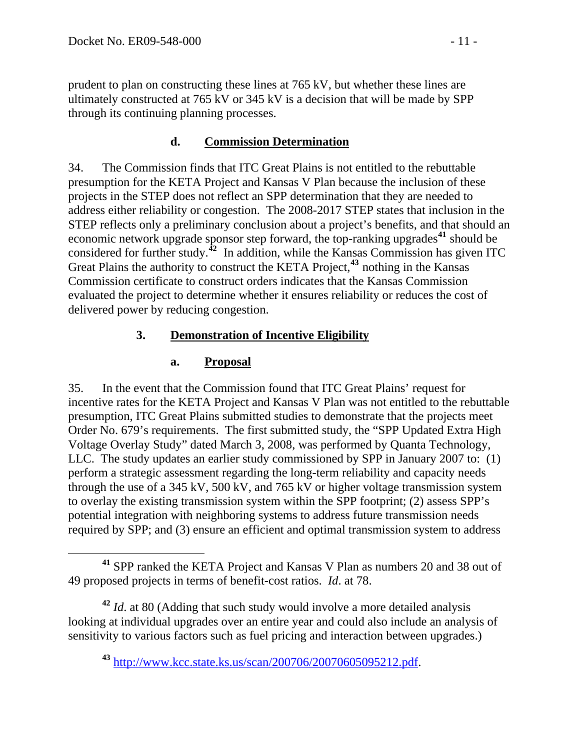prudent to plan on constructing these lines at 765 kV, but whether these lines are ultimately constructed at 765 kV or 345 kV is a decision that will be made by SPP through its continuing planning processes.

#### d. **Commission Determination**

34. The Commission finds that ITC Great Plains is not entitled to the rebuttable presumption for the KETA Project and Kansas V Plan because the inclusion of these projects in the STEP does not reflect an SPP determination that they are needed to address either reliability or congestion. The 2008-2017 STEP states that inclusion in the STEP reflects only a preliminary conclusion about a project's benefits, and that should an economic network upgrade sponsor step forward, the top-ranking upgrades[41] should be considered for further study.[42] In addition, while the Kansas Commission has given ITC Great Plains the authority to construct the KETA Project,[43] nothing in the Kansas Commission certificate to construct orders indicates that the Kansas Commission evaluated the project to determine whether it ensures reliability or reduces the cost of delivered power by reducing congestion.

### 3. **Demonstration of Incentive Eligibility**

#### a. **Proposal**

35. In the event that the Commission found that ITC Great Plains' request for incentive rates for the KETA Project and Kansas V Plan was not entitled to the rebuttable presumption, ITC Great Plains submitted studies to demonstrate that the projects meet Order No. 679's requirements. The first submitted study, the "SPP Updated Extra High Voltage Overlay Study" dated March 3, 2008, was performed by Quanta Technology, LLC. The study updates an earlier study commissioned by SPP in January 2007 to: (1) perform a strategic assessment regarding the long-term reliability and capacity needs through the use of a 345 kV, 500 kV, and 765 kV or higher voltage transmission system to overlay the existing transmission system within the SPP footprint; (2) assess SPP's potential integration with neighboring systems to address future transmission needs required by SPP; and (3) ensure an efficient and optimal transmission system to address

---

[41] SPP ranked the KETA Project and Kansas V Plan as numbers 20 and 38 out of 49 proposed projects in terms of benefit-cost ratios. *Id*. at 78.

[42] *Id*. at 80 (Adding that such study would involve a more detailed analysis looking at individual upgrades over an entire year and could also include an analysis of sensitivity to various factors such as fuel pricing and interaction between upgrades.)

[43] http://www.kcc.state.ks.us/scan/200706/20070605095212.pdf.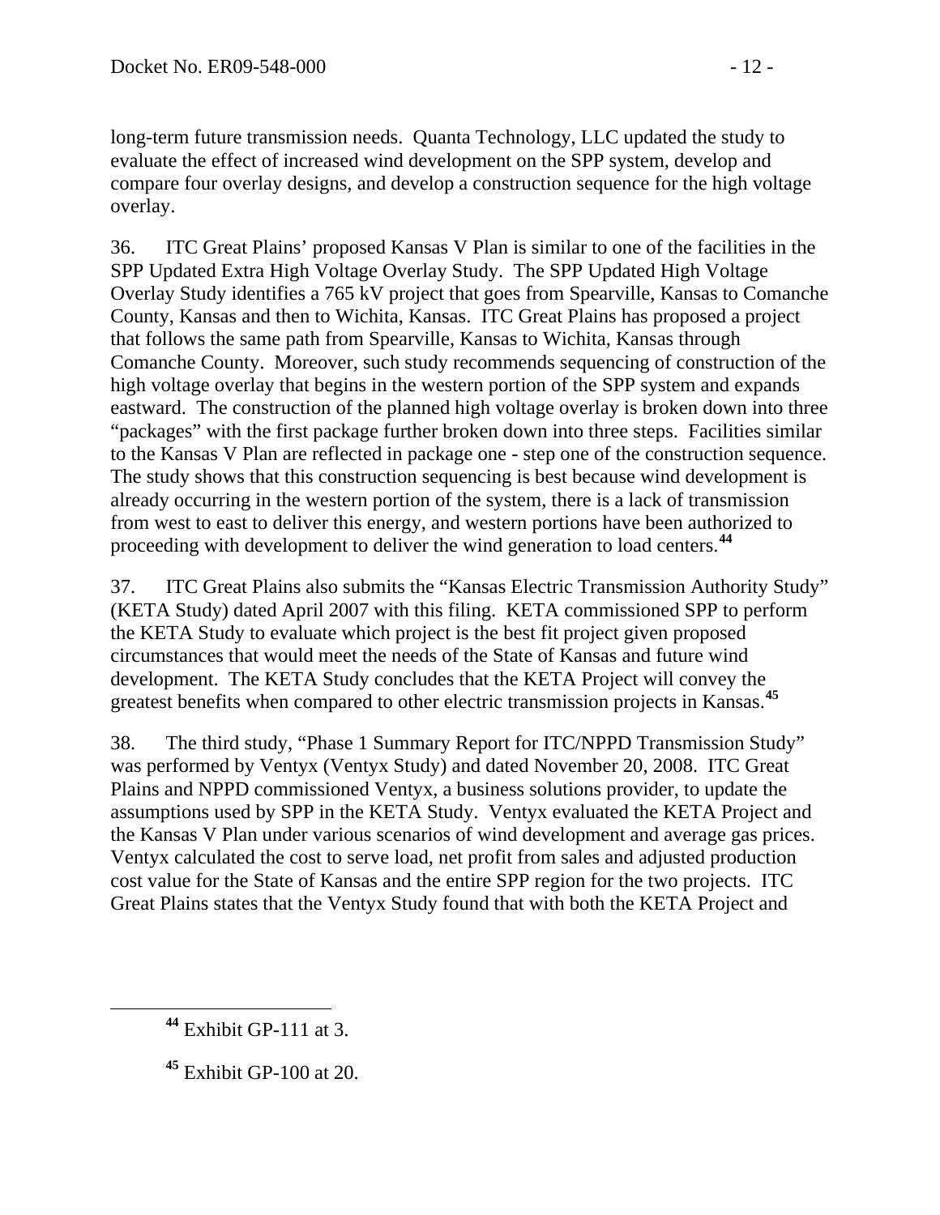long-term future transmission needs. Quanta Technology, LLC updated the study to evaluate the effect of increased wind development on the SPP system, develop and compare four overlay designs, and develop a construction sequence for the high voltage overlay.

36. ITC Great Plains' proposed Kansas V Plan is similar to one of the facilities in the SPP Updated Extra High Voltage Overlay Study. The SPP Updated High Voltage Overlay Study identifies a 765 kV project that goes from Spearville, Kansas to Comanche County, Kansas and then to Wichita, Kansas. ITC Great Plains has proposed a project that follows the same path from Spearville, Kansas to Wichita, Kansas through Comanche County. Moreover, such study recommends sequencing of construction of the high voltage overlay that begins in the western portion of the SPP system and expands eastward. The construction of the planned high voltage overlay is broken down into three "packages" with the first package further broken down into three steps. Facilities similar to the Kansas V Plan are reflected in package one - step one of the construction sequence. The study shows that this construction sequencing is best because wind development is already occurring in the western portion of the system, there is a lack of transmission from west to east to deliver this energy, and western portions have been authorized to proceeding with development to deliver the wind generation to load centers.[44]

37. ITC Great Plains also submits the "Kansas Electric Transmission Authority Study" (KETA Study) dated April 2007 with this filing. KETA commissioned SPP to perform the KETA Study to evaluate which project is the best fit project given proposed circumstances that would meet the needs of the State of Kansas and future wind development. The KETA Study concludes that the KETA Project will convey the greatest benefits when compared to other electric transmission projects in Kansas.[45]

38. The third study, "Phase 1 Summary Report for ITC/NPPD Transmission Study" was performed by Ventyx (Ventyx Study) and dated November 20, 2008. ITC Great Plains and NPPD commissioned Ventyx, a business solutions provider, to update the assumptions used by SPP in the KETA Study. Ventyx evaluated the KETA Project and the Kansas V Plan under various scenarios of wind development and average gas prices. Ventyx calculated the cost to serve load, net profit from sales and adjusted production cost value for the State of Kansas and the entire SPP region for the two projects. ITC Great Plains states that the Ventyx Study found that with both the KETA Project and

[44] Exhibit GP-111 at 3.

[45] Exhibit GP-100 at 20.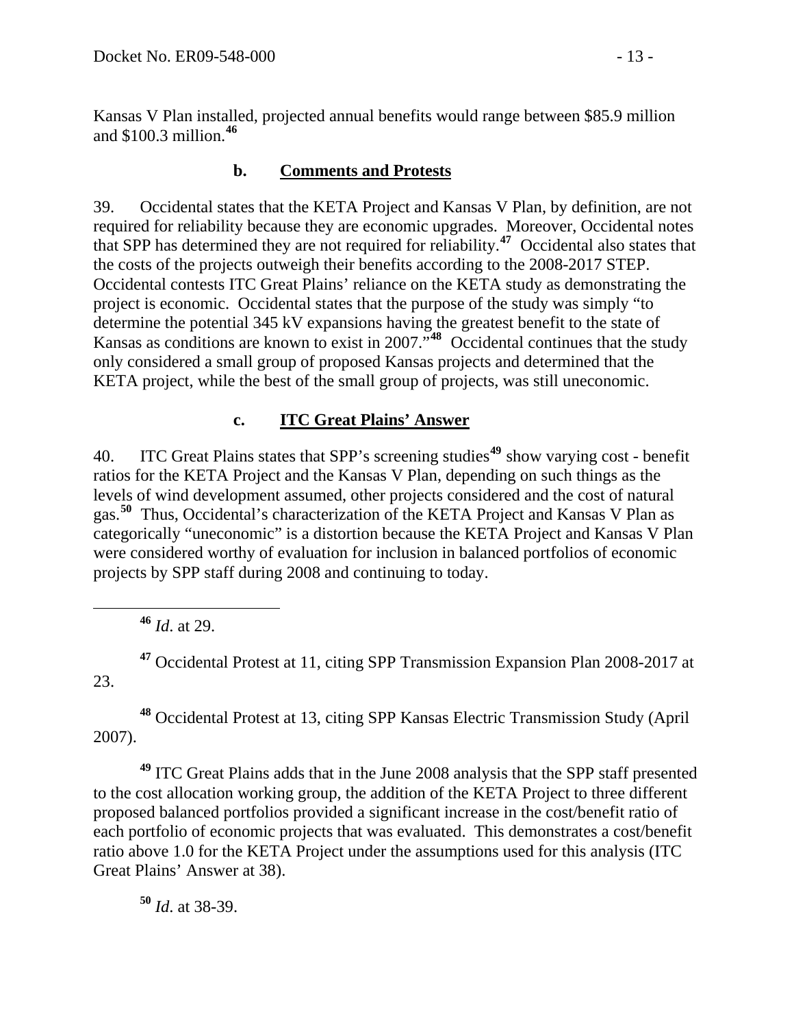Kansas V Plan installed, projected annual benefits would range between \$85.9 million and \$100.3 million.[46]

### b. Comments and Protests

39. Occidental states that the KETA Project and Kansas V Plan, by definition, are not required for reliability because they are economic upgrades. Moreover, Occidental notes that SPP has determined they are not required for reliability.[47] Occidental also states that the costs of the projects outweigh their benefits according to the 2008-2017 STEP. Occidental contests ITC Great Plains' reliance on the KETA study as demonstrating the project is economic. Occidental states that the purpose of the study was simply "to determine the potential 345 kV expansions having the greatest benefit to the state of Kansas as conditions are known to exist in 2007."[48] Occidental continues that the study only considered a small group of proposed Kansas projects and determined that the KETA project, while the best of the small group of projects, was still uneconomic.

### c. ITC Great Plains' Answer

40. ITC Great Plains states that SPP's screening studies[49] show varying cost - benefit ratios for the KETA Project and the Kansas V Plan, depending on such things as the levels of wind development assumed, other projects considered and the cost of natural gas.[50] Thus, Occidental's characterization of the KETA Project and Kansas V Plan as categorically "uneconomic" is a distortion because the KETA Project and Kansas V Plan were considered worthy of evaluation for inclusion in balanced portfolios of economic projects by SPP staff during 2008 and continuing to today.

---

[46] *Id*. at 29.

[47] Occidental Protest at 11, citing SPP Transmission Expansion Plan 2008-2017 at 23.

[48] Occidental Protest at 13, citing SPP Kansas Electric Transmission Study (April 2007).

[49] ITC Great Plains adds that in the June 2008 analysis that the SPP staff presented to the cost allocation working group, the addition of the KETA Project to three different proposed balanced portfolios provided a significant increase in the cost/benefit ratio of each portfolio of economic projects that was evaluated. This demonstrates a cost/benefit ratio above 1.0 for the KETA Project under the assumptions used for this analysis (ITC Great Plains' Answer at 38).

[50] *Id*. at 38-39.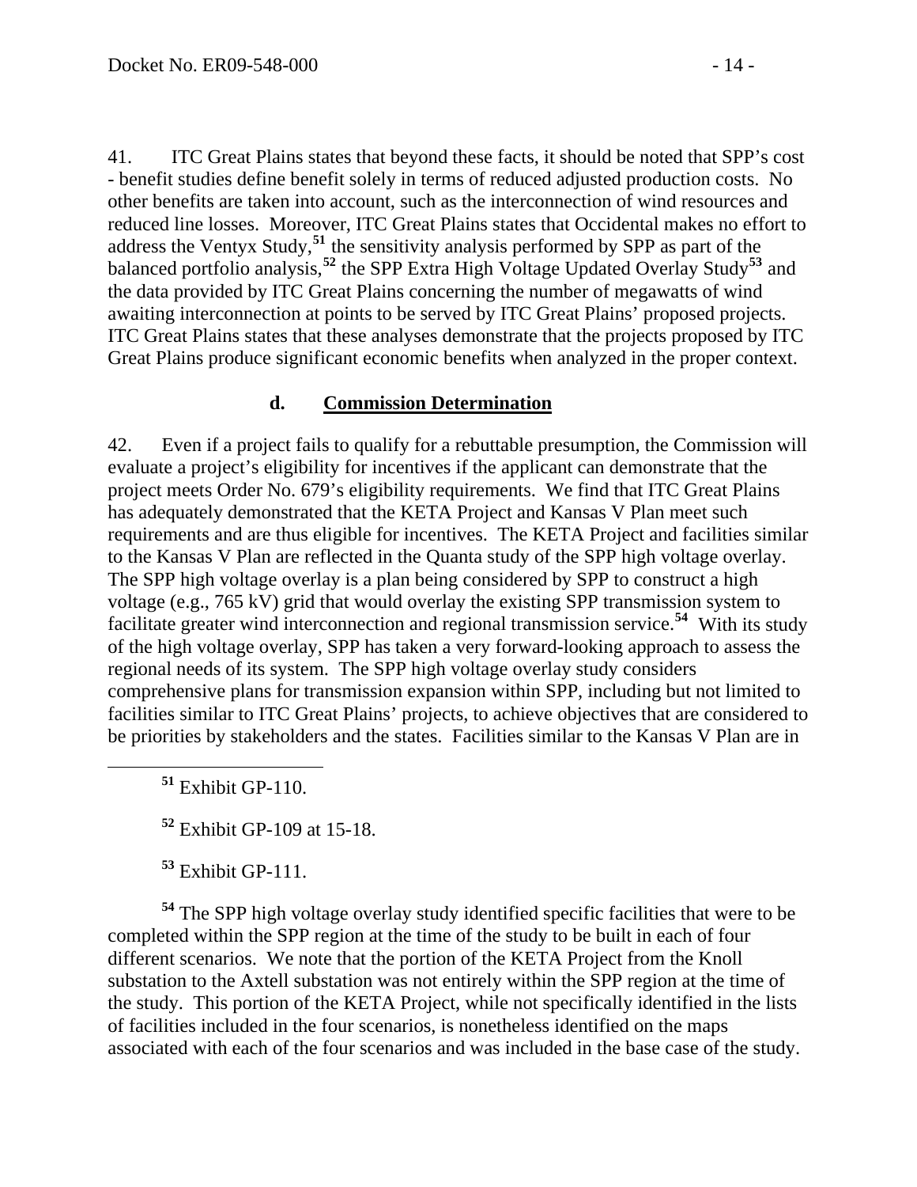41. ITC Great Plains states that beyond these facts, it should be noted that SPP's cost - benefit studies define benefit solely in terms of reduced adjusted production costs. No other benefits are taken into account, such as the interconnection of wind resources and reduced line losses. Moreover, ITC Great Plains states that Occidental makes no effort to address the Ventyx Study,[51] the sensitivity analysis performed by SPP as part of the balanced portfolio analysis,[52] the SPP Extra High Voltage Updated Overlay Study[53] and the data provided by ITC Great Plains concerning the number of megawatts of wind awaiting interconnection at points to be served by ITC Great Plains' proposed projects. ITC Great Plains states that these analyses demonstrate that the projects proposed by ITC Great Plains produce significant economic benefits when analyzed in the proper context.

### d. Commission Determination

42. Even if a project fails to qualify for a rebuttable presumption, the Commission will evaluate a project's eligibility for incentives if the applicant can demonstrate that the project meets Order No. 679's eligibility requirements. We find that ITC Great Plains has adequately demonstrated that the KETA Project and Kansas V Plan meet such requirements and are thus eligible for incentives. The KETA Project and facilities similar to the Kansas V Plan are reflected in the Quanta study of the SPP high voltage overlay. The SPP high voltage overlay is a plan being considered by SPP to construct a high voltage (e.g., 765 kV) grid that would overlay the existing SPP transmission system to facilitate greater wind interconnection and regional transmission service.[54] With its study of the high voltage overlay, SPP has taken a very forward-looking approach to assess the regional needs of its system. The SPP high voltage overlay study considers comprehensive plans for transmission expansion within SPP, including but not limited to facilities similar to ITC Great Plains' projects, to achieve objectives that are considered to be priorities by stakeholders and the states. Facilities similar to the Kansas V Plan are in

---

[51] Exhibit GP-110.

[52] Exhibit GP-109 at 15-18.

[53] Exhibit GP-111.

[54] The SPP high voltage overlay study identified specific facilities that were to be completed within the SPP region at the time of the study to be built in each of four different scenarios. We note that the portion of the KETA Project from the Knoll substation to the Axtell substation was not entirely within the SPP region at the time of the study. This portion of the KETA Project, while not specifically identified in the lists of facilities included in the four scenarios, is nonetheless identified on the maps associated with each of the four scenarios and was included in the base case of the study.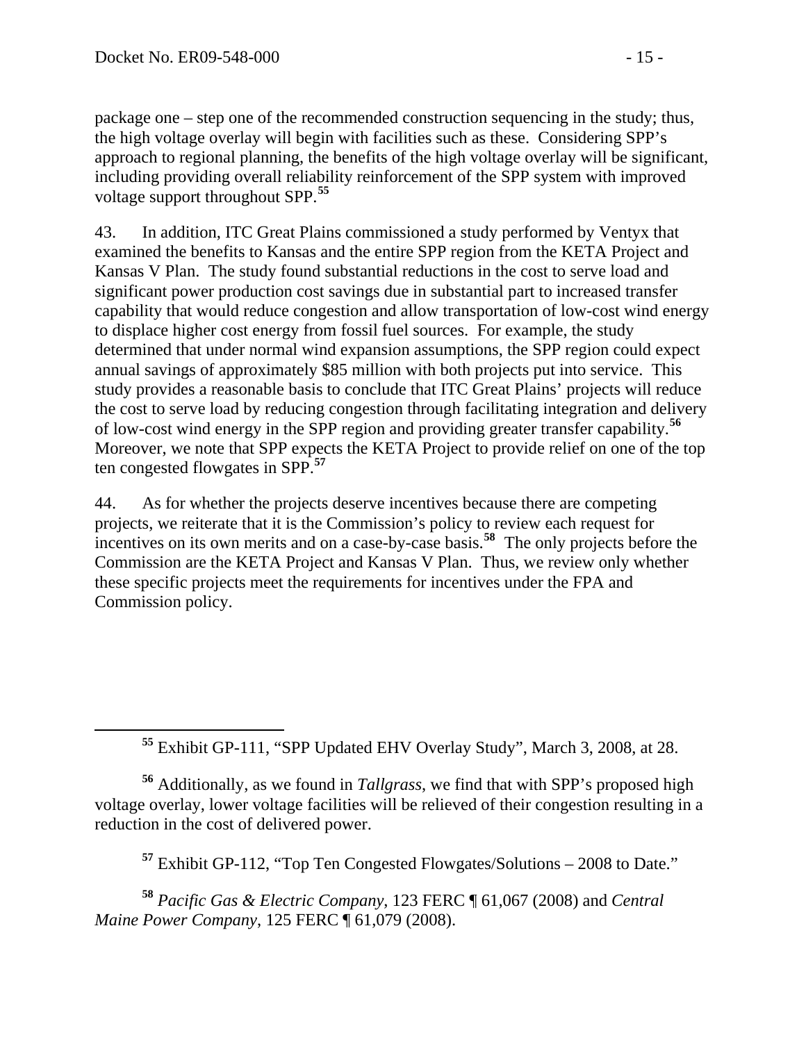package one – step one of the recommended construction sequencing in the study; thus, the high voltage overlay will begin with facilities such as these. Considering SPP's approach to regional planning, the benefits of the high voltage overlay will be significant, including providing overall reliability reinforcement of the SPP system with improved voltage support throughout SPP.[55]

43. In addition, ITC Great Plains commissioned a study performed by Ventyx that examined the benefits to Kansas and the entire SPP region from the KETA Project and Kansas V Plan. The study found substantial reductions in the cost to serve load and significant power production cost savings due in substantial part to increased transfer capability that would reduce congestion and allow transportation of low-cost wind energy to displace higher cost energy from fossil fuel sources. For example, the study determined that under normal wind expansion assumptions, the SPP region could expect annual savings of approximately $85 million with both projects put into service. This study provides a reasonable basis to conclude that ITC Great Plains' projects will reduce the cost to serve load by reducing congestion through facilitating integration and delivery of low-cost wind energy in the SPP region and providing greater transfer capability.[56] Moreover, we note that SPP expects the KETA Project to provide relief on one of the top ten congested flowgates in SPP.[57]

44. As for whether the projects deserve incentives because there are competing projects, we reiterate that it is the Commission's policy to review each request for incentives on its own merits and on a case-by-case basis.[58] The only projects before the Commission are the KETA Project and Kansas V Plan. Thus, we review only whether these specific projects meet the requirements for incentives under the FPA and Commission policy.

---

[55] Exhibit GP-111, "SPP Updated EHV Overlay Study", March 3, 2008, at 28.

[56] Additionally, as we found in *Tallgrass*, we find that with SPP's proposed high voltage overlay, lower voltage facilities will be relieved of their congestion resulting in a reduction in the cost of delivered power.

[57] Exhibit GP-112, "Top Ten Congested Flowgates/Solutions – 2008 to Date."

[58] *Pacific Gas & Electric Company*, 123 FERC ¶ 61,067 (2008) and *Central Maine Power Company*, 125 FERC ¶ 61,079 (2008).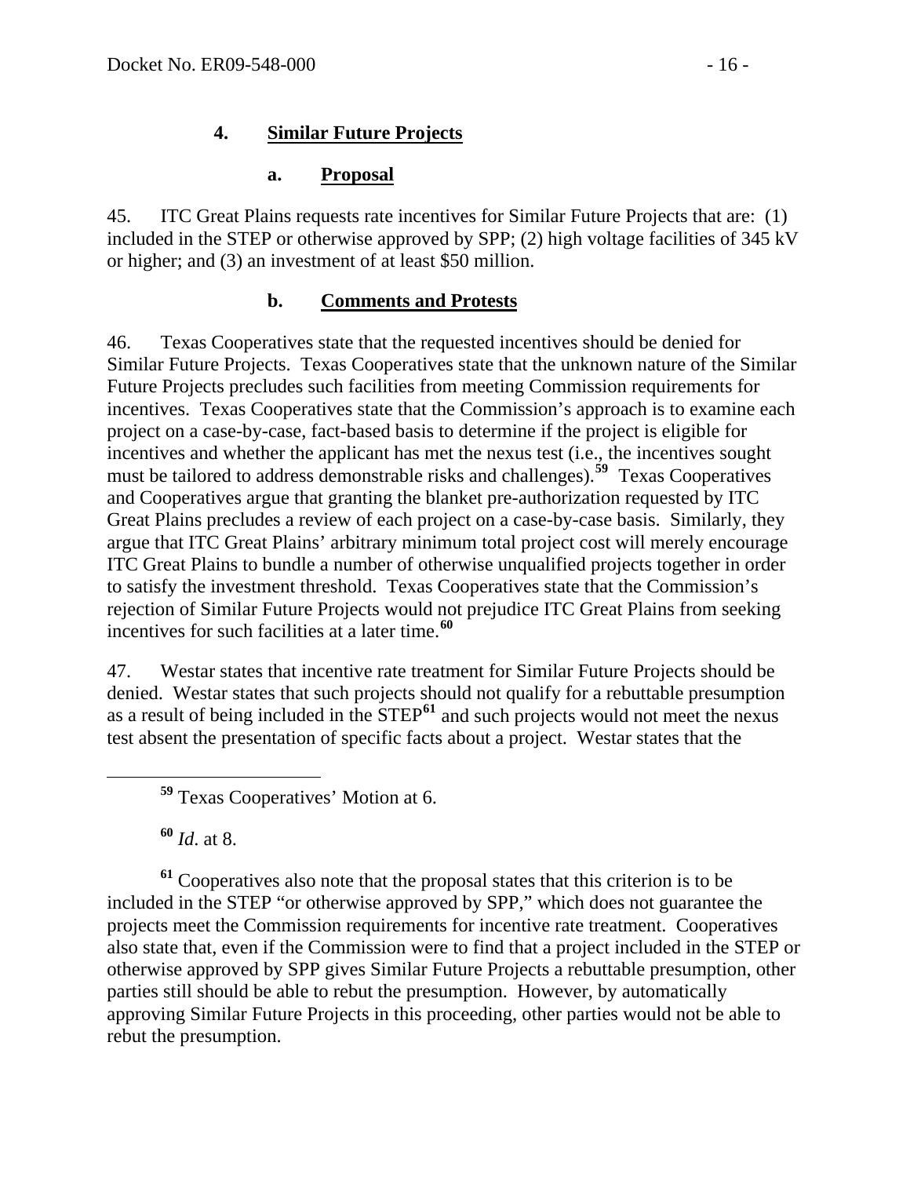### 4. Similar Future Projects

#### a. Proposal

45. ITC Great Plains requests rate incentives for Similar Future Projects that are: (1) included in the STEP or otherwise approved by SPP; (2) high voltage facilities of 345 kV or higher; and (3) an investment of at least $50 million.

#### b. Comments and Protests

46. Texas Cooperatives state that the requested incentives should be denied for Similar Future Projects. Texas Cooperatives state that the unknown nature of the Similar Future Projects precludes such facilities from meeting Commission requirements for incentives. Texas Cooperatives state that the Commission's approach is to examine each project on a case-by-case, fact-based basis to determine if the project is eligible for incentives and whether the applicant has met the nexus test (i.e., the incentives sought must be tailored to address demonstrable risks and challenges).[59] Texas Cooperatives and Cooperatives argue that granting the blanket pre-authorization requested by ITC Great Plains precludes a review of each project on a case-by-case basis. Similarly, they argue that ITC Great Plains' arbitrary minimum total project cost will merely encourage ITC Great Plains to bundle a number of otherwise unqualified projects together in order to satisfy the investment threshold. Texas Cooperatives state that the Commission's rejection of Similar Future Projects would not prejudice ITC Great Plains from seeking incentives for such facilities at a later time.[60]

47. Westar states that incentive rate treatment for Similar Future Projects should be denied. Westar states that such projects should not qualify for a rebuttable presumption as a result of being included in the STEP[61] and such projects would not meet the nexus test absent the presentation of specific facts about a project. Westar states that the

---

[59] Texas Cooperatives' Motion at 6.

[60] *Id*. at 8.

[61] Cooperatives also note that the proposal states that this criterion is to be included in the STEP "or otherwise approved by SPP," which does not guarantee the projects meet the Commission requirements for incentive rate treatment. Cooperatives also state that, even if the Commission were to find that a project included in the STEP or otherwise approved by SPP gives Similar Future Projects a rebuttable presumption, other parties still should be able to rebut the presumption. However, by automatically approving Similar Future Projects in this proceeding, other parties would not be able to rebut the presumption.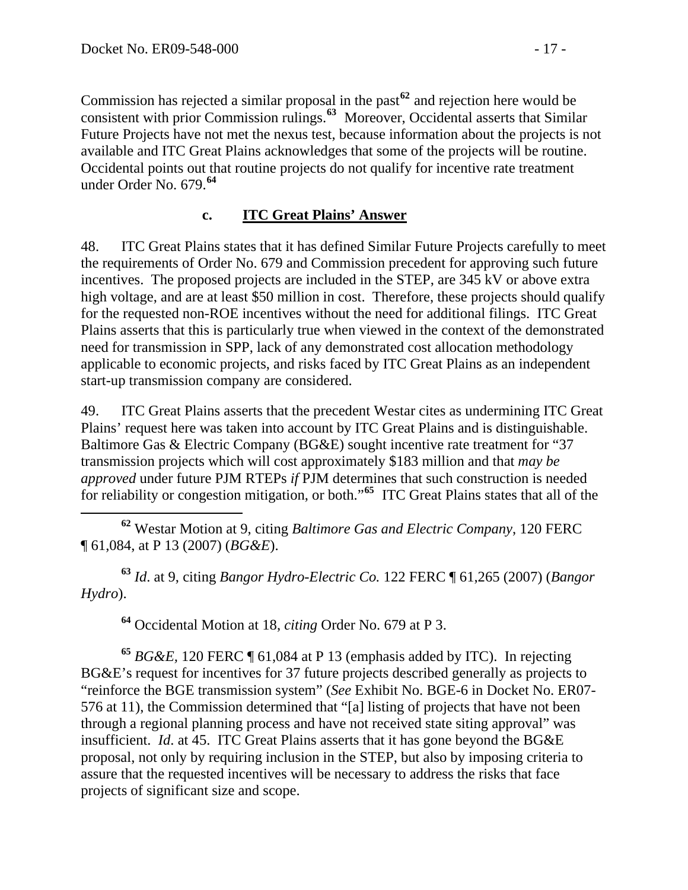Commission has rejected a similar proposal in the past[62] and rejection here would be consistent with prior Commission rulings.[63] Moreover, Occidental asserts that Similar Future Projects have not met the nexus test, because information about the projects is not available and ITC Great Plains acknowledges that some of the projects will be routine. Occidental points out that routine projects do not qualify for incentive rate treatment under Order No. 679.[64]

### c. ITC Great Plains' Answer

48. ITC Great Plains states that it has defined Similar Future Projects carefully to meet the requirements of Order No. 679 and Commission precedent for approving such future incentives. The proposed projects are included in the STEP, are 345 kV or above extra high voltage, and are at least $50 million in cost. Therefore, these projects should qualify for the requested non-ROE incentives without the need for additional filings. ITC Great Plains asserts that this is particularly true when viewed in the context of the demonstrated need for transmission in SPP, lack of any demonstrated cost allocation methodology applicable to economic projects, and risks faced by ITC Great Plains as an independent start-up transmission company are considered.

49. ITC Great Plains asserts that the precedent Westar cites as undermining ITC Great Plains' request here was taken into account by ITC Great Plains and is distinguishable. Baltimore Gas & Electric Company (BG&E) sought incentive rate treatment for "37 transmission projects which will cost approximately $183 million and that *may be approved* under future PJM RTEPs *if* PJM determines that such construction is needed for reliability or congestion mitigation, or both."[65] ITC Great Plains states that all of the

---

[62] Westar Motion at 9, citing *Baltimore Gas and Electric Company*, 120 FERC ¶ 61,084, at P 13 (2007) (*BG&E*).

[63] *Id*. at 9, citing *Bangor Hydro-Electric Co.* 122 FERC ¶ 61,265 (2007) (*Bangor Hydro*).

[64] Occidental Motion at 18, *citing* Order No. 679 at P 3.

[65] *BG&E*, 120 FERC ¶ 61,084 at P 13 (emphasis added by ITC). In rejecting BG&E's request for incentives for 37 future projects described generally as projects to "reinforce the BGE transmission system" (*See* Exhibit No. BGE-6 in Docket No. ER07-576 at 11), the Commission determined that "[a] listing of projects that have not been through a regional planning process and have not received state siting approval" was insufficient. *Id*. at 45. ITC Great Plains asserts that it has gone beyond the BG&E proposal, not only by requiring inclusion in the STEP, but also by imposing criteria to assure that the requested incentives will be necessary to address the risks that face projects of significant size and scope.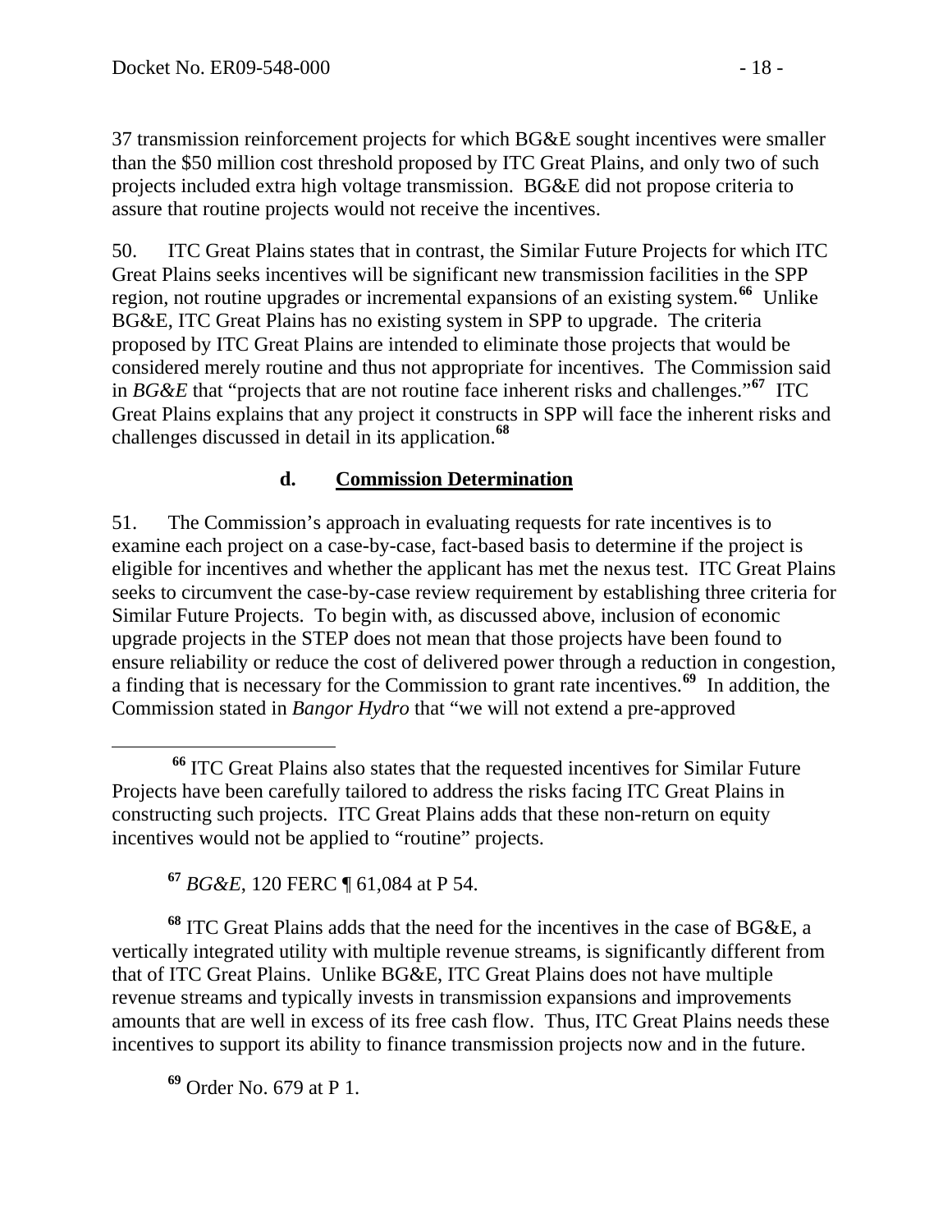37 transmission reinforcement projects for which BG&E sought incentives were smaller than the $50 million cost threshold proposed by ITC Great Plains, and only two of such projects included extra high voltage transmission. BG&E did not propose criteria to assure that routine projects would not receive the incentives.

50. ITC Great Plains states that in contrast, the Similar Future Projects for which ITC Great Plains seeks incentives will be significant new transmission facilities in the SPP region, not routine upgrades or incremental expansions of an existing system.[66] Unlike BG&E, ITC Great Plains has no existing system in SPP to upgrade. The criteria proposed by ITC Great Plains are intended to eliminate those projects that would be considered merely routine and thus not appropriate for incentives. The Commission said in *BG&E* that "projects that are not routine face inherent risks and challenges."[67] ITC Great Plains explains that any project it constructs in SPP will face the inherent risks and challenges discussed in detail in its application.[68]

### d. Commission Determination

51. The Commission's approach in evaluating requests for rate incentives is to examine each project on a case-by-case, fact-based basis to determine if the project is eligible for incentives and whether the applicant has met the nexus test. ITC Great Plains seeks to circumvent the case-by-case review requirement by establishing three criteria for Similar Future Projects. To begin with, as discussed above, inclusion of economic upgrade projects in the STEP does not mean that those projects have been found to ensure reliability or reduce the cost of delivered power through a reduction in congestion, a finding that is necessary for the Commission to grant rate incentives.[69] In addition, the Commission stated in *Bangor Hydro* that "we will not extend a pre-approved

---

[66] ITC Great Plains also states that the requested incentives for Similar Future Projects have been carefully tailored to address the risks facing ITC Great Plains in constructing such projects. ITC Great Plains adds that these non-return on equity incentives would not be applied to "routine" projects.

[67] *BG&E*, 120 FERC ¶ 61,084 at P 54.

[68] ITC Great Plains adds that the need for the incentives in the case of BG&E, a vertically integrated utility with multiple revenue streams, is significantly different from that of ITC Great Plains. Unlike BG&E, ITC Great Plains does not have multiple revenue streams and typically invests in transmission expansions and improvements amounts that are well in excess of its free cash flow. Thus, ITC Great Plains needs these incentives to support its ability to finance transmission projects now and in the future.

[69] Order No. 679 at P 1.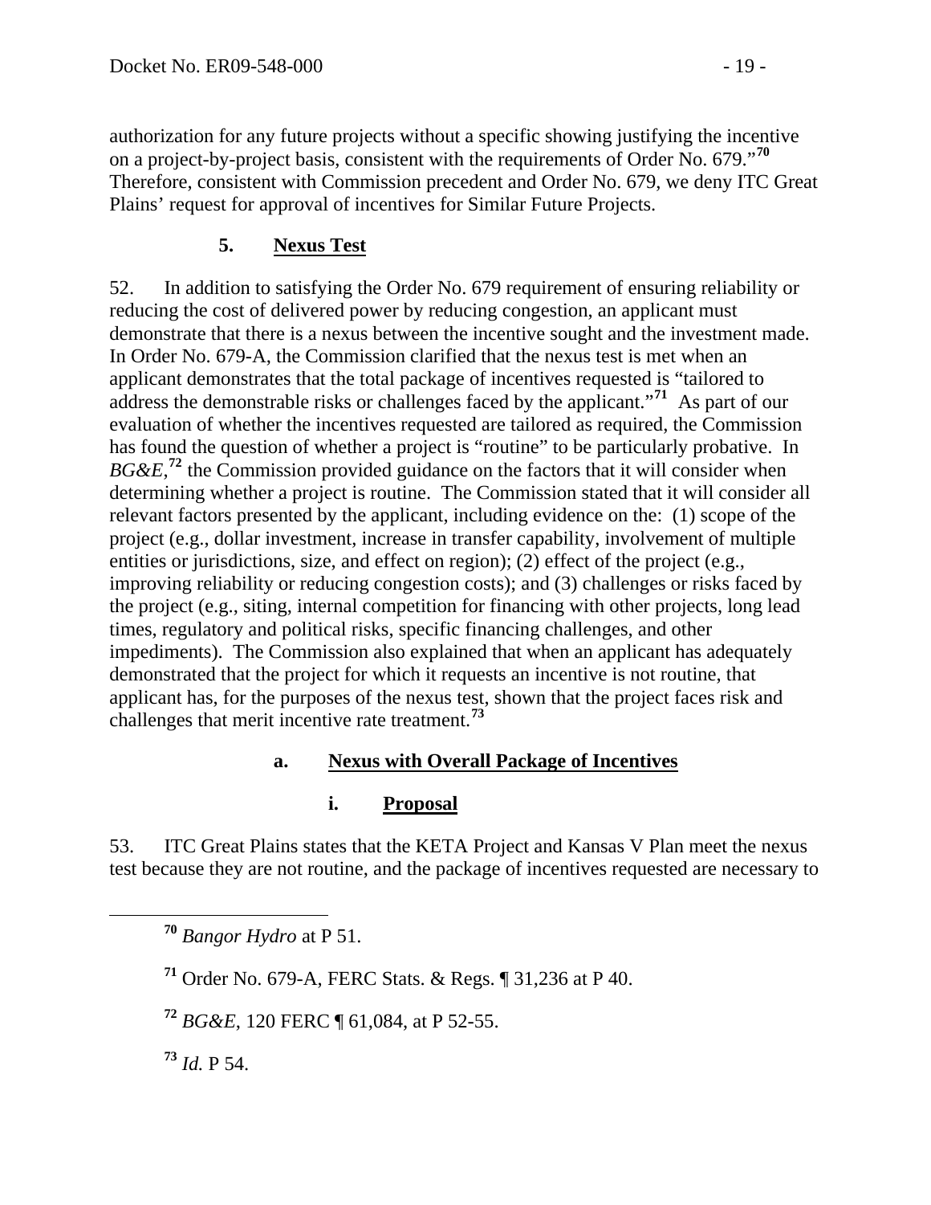authorization for any future projects without a specific showing justifying the incentive on a project-by-project basis, consistent with the requirements of Order No. 679."[70] Therefore, consistent with Commission precedent and Order No. 679, we deny ITC Great Plains' request for approval of incentives for Similar Future Projects.

### 5. Nexus Test

52. In addition to satisfying the Order No. 679 requirement of ensuring reliability or reducing the cost of delivered power by reducing congestion, an applicant must demonstrate that there is a nexus between the incentive sought and the investment made. In Order No. 679-A, the Commission clarified that the nexus test is met when an applicant demonstrates that the total package of incentives requested is "tailored to address the demonstrable risks or challenges faced by the applicant."[71] As part of our evaluation of whether the incentives requested are tailored as required, the Commission has found the question of whether a project is "routine" to be particularly probative. In *BG&E*,[72] the Commission provided guidance on the factors that it will consider when determining whether a project is routine. The Commission stated that it will consider all relevant factors presented by the applicant, including evidence on the: (1) scope of the project (e.g., dollar investment, increase in transfer capability, involvement of multiple entities or jurisdictions, size, and effect on region); (2) effect of the project (e.g., improving reliability or reducing congestion costs); and (3) challenges or risks faced by the project (e.g., siting, internal competition for financing with other projects, long lead times, regulatory and political risks, specific financing challenges, and other impediments). The Commission also explained that when an applicant has adequately demonstrated that the project for which it requests an incentive is not routine, that applicant has, for the purposes of the nexus test, shown that the project faces risk and challenges that merit incentive rate treatment.[73]

#### a. Nexus with Overall Package of Incentives

##### i. Proposal

53. ITC Great Plains states that the KETA Project and Kansas V Plan meet the nexus test because they are not routine, and the package of incentives requested are necessary to

---

[70] *Bangor Hydro* at P 51.

[71] Order No. 679-A, FERC Stats. & Regs. ¶ 31,236 at P 40.

[72] *BG&E*, 120 FERC ¶ 61,084, at P 52-55.

[73] *Id.* P 54.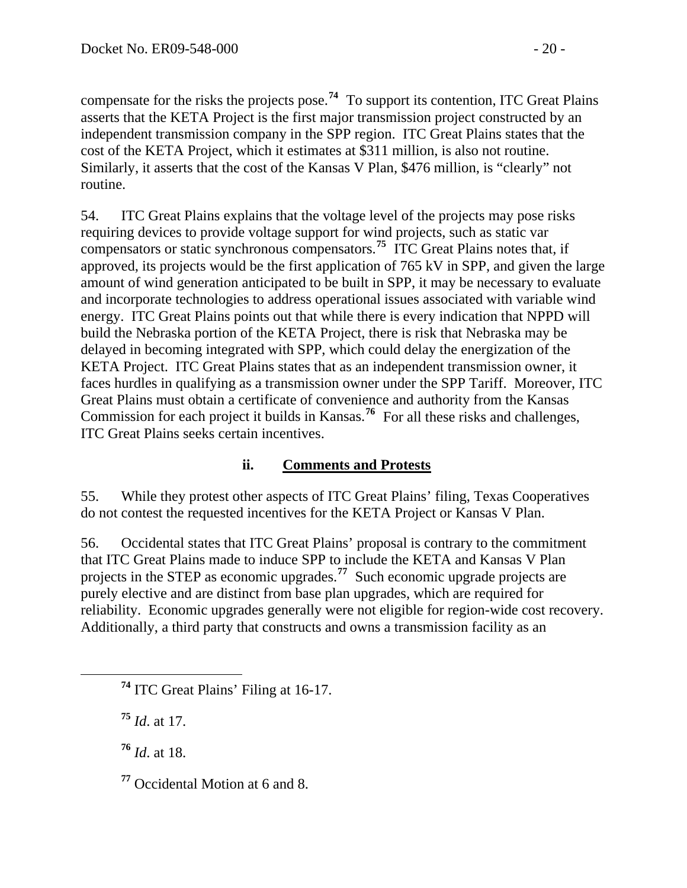compensate for the risks the projects pose.[74] To support its contention, ITC Great Plains asserts that the KETA Project is the first major transmission project constructed by an independent transmission company in the SPP region. ITC Great Plains states that the cost of the KETA Project, which it estimates at $311 million, is also not routine. Similarly, it asserts that the cost of the Kansas V Plan, $476 million, is "clearly" not routine.

54. ITC Great Plains explains that the voltage level of the projects may pose risks requiring devices to provide voltage support for wind projects, such as static var compensators or static synchronous compensators.[75] ITC Great Plains notes that, if approved, its projects would be the first application of 765 kV in SPP, and given the large amount of wind generation anticipated to be built in SPP, it may be necessary to evaluate and incorporate technologies to address operational issues associated with variable wind energy. ITC Great Plains points out that while there is every indication that NPPD will build the Nebraska portion of the KETA Project, there is risk that Nebraska may be delayed in becoming integrated with SPP, which could delay the energization of the KETA Project. ITC Great Plains states that as an independent transmission owner, it faces hurdles in qualifying as a transmission owner under the SPP Tariff. Moreover, ITC Great Plains must obtain a certificate of convenience and authority from the Kansas Commission for each project it builds in Kansas.[76] For all these risks and challenges, ITC Great Plains seeks certain incentives.

### ii. <u>Comments and Protests</u>

55. While they protest other aspects of ITC Great Plains' filing, Texas Cooperatives do not contest the requested incentives for the KETA Project or Kansas V Plan.

56. Occidental states that ITC Great Plains' proposal is contrary to the commitment that ITC Great Plains made to induce SPP to include the KETA and Kansas V Plan projects in the STEP as economic upgrades.[77] Such economic upgrade projects are purely elective and are distinct from base plan upgrades, which are required for reliability. Economic upgrades generally were not eligible for region-wide cost recovery. Additionally, a third party that constructs and owns a transmission facility as an

---

[74] ITC Great Plains' Filing at 16-17.

[75] *Id*. at 17.

[76] *Id*. at 18.

[77] Occidental Motion at 6 and 8.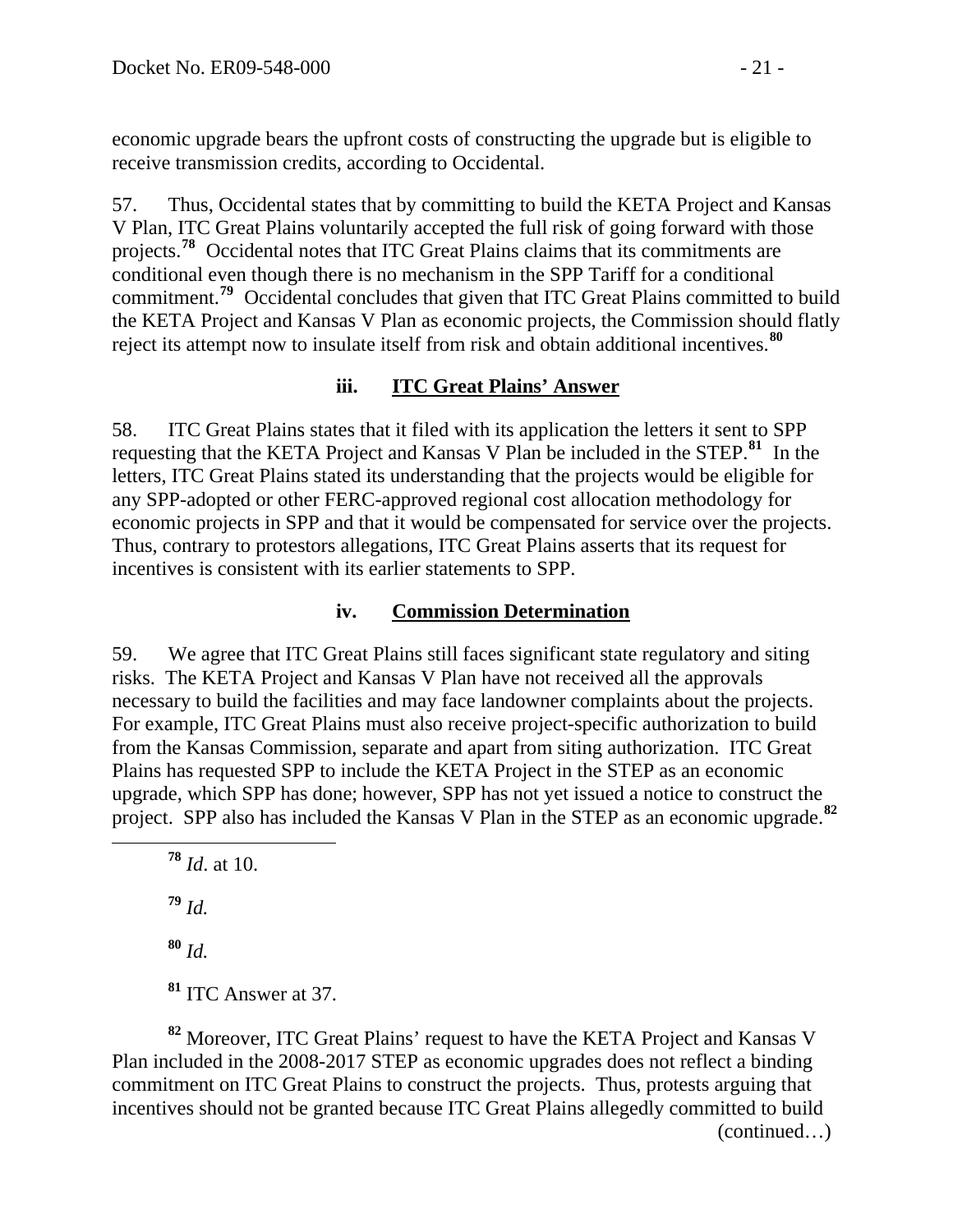economic upgrade bears the upfront costs of constructing the upgrade but is eligible to receive transmission credits, according to Occidental.

57. Thus, Occidental states that by committing to build the KETA Project and Kansas V Plan, ITC Great Plains voluntarily accepted the full risk of going forward with those projects.[78] Occidental notes that ITC Great Plains claims that its commitments are conditional even though there is no mechanism in the SPP Tariff for a conditional commitment.[79] Occidental concludes that given that ITC Great Plains committed to build the KETA Project and Kansas V Plan as economic projects, the Commission should flatly reject its attempt now to insulate itself from risk and obtain additional incentives.[80]

### iii. ITC Great Plains' Answer

58. ITC Great Plains states that it filed with its application the letters it sent to SPP requesting that the KETA Project and Kansas V Plan be included in the STEP.[81] In the letters, ITC Great Plains stated its understanding that the projects would be eligible for any SPP-adopted or other FERC-approved regional cost allocation methodology for economic projects in SPP and that it would be compensated for service over the projects. Thus, contrary to protestors allegations, ITC Great Plains asserts that its request for incentives is consistent with its earlier statements to SPP.

### iv. Commission Determination

59. We agree that ITC Great Plains still faces significant state regulatory and siting risks. The KETA Project and Kansas V Plan have not received all the approvals necessary to build the facilities and may face landowner complaints about the projects. For example, ITC Great Plains must also receive project-specific authorization to build from the Kansas Commission, separate and apart from siting authorization. ITC Great Plains has requested SPP to include the KETA Project in the STEP as an economic upgrade, which SPP has done; however, SPP has not yet issued a notice to construct the project. SPP also has included the Kansas V Plan in the STEP as an economic upgrade.[82]

---

[78] *Id*. at 10.

[79] *Id.*

[80] *Id.*

[81] ITC Answer at 37.

[82] Moreover, ITC Great Plains' request to have the KETA Project and Kansas V Plan included in the 2008-2017 STEP as economic upgrades does not reflect a binding commitment on ITC Great Plains to construct the projects. Thus, protests arguing that incentives should not be granted because ITC Great Plains allegedly committed to build (continued…)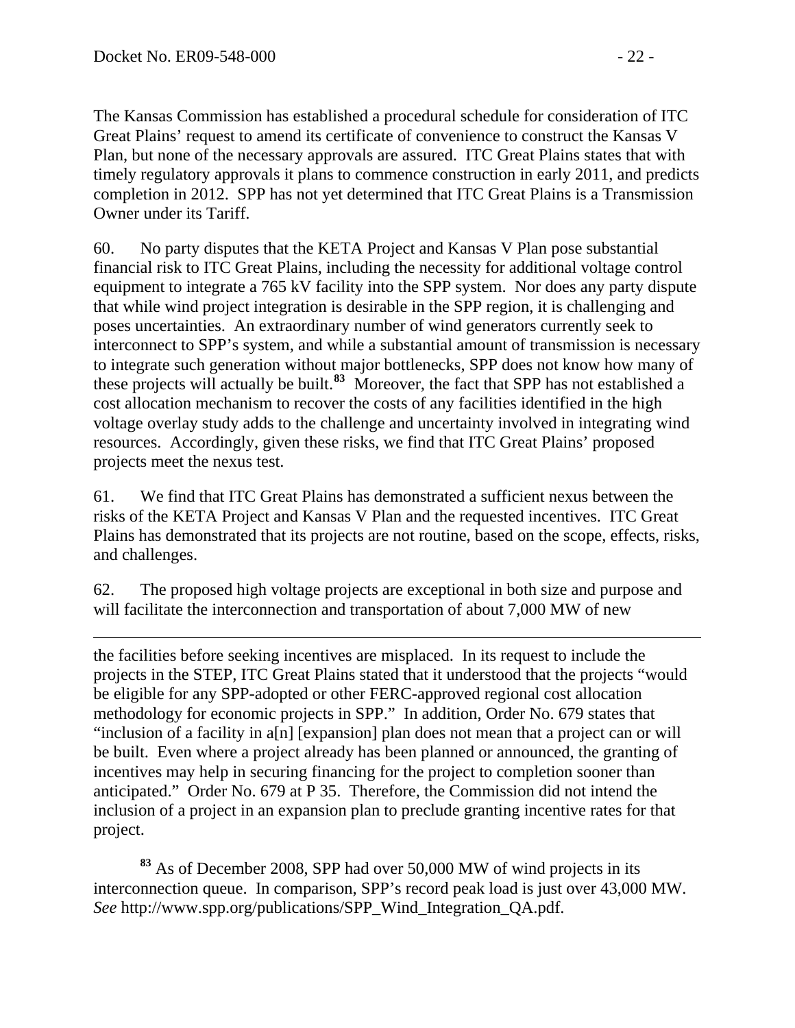The Kansas Commission has established a procedural schedule for consideration of ITC Great Plains' request to amend its certificate of convenience to construct the Kansas V Plan, but none of the necessary approvals are assured. ITC Great Plains states that with timely regulatory approvals it plans to commence construction in early 2011, and predicts completion in 2012. SPP has not yet determined that ITC Great Plains is a Transmission Owner under its Tariff.

60. No party disputes that the KETA Project and Kansas V Plan pose substantial financial risk to ITC Great Plains, including the necessity for additional voltage control equipment to integrate a 765 kV facility into the SPP system. Nor does any party dispute that while wind project integration is desirable in the SPP region, it is challenging and poses uncertainties. An extraordinary number of wind generators currently seek to interconnect to SPP's system, and while a substantial amount of transmission is necessary to integrate such generation without major bottlenecks, SPP does not know how many of these projects will actually be built.[83] Moreover, the fact that SPP has not established a cost allocation mechanism to recover the costs of any facilities identified in the high voltage overlay study adds to the challenge and uncertainty involved in integrating wind resources. Accordingly, given these risks, we find that ITC Great Plains' proposed projects meet the nexus test.

61. We find that ITC Great Plains has demonstrated a sufficient nexus between the risks of the KETA Project and Kansas V Plan and the requested incentives. ITC Great Plains has demonstrated that its projects are not routine, based on the scope, effects, risks, and challenges.

62. The proposed high voltage projects are exceptional in both size and purpose and will facilitate the interconnection and transportation of about 7,000 MW of new

---

the facilities before seeking incentives are misplaced. In its request to include the projects in the STEP, ITC Great Plains stated that it understood that the projects "would be eligible for any SPP-adopted or other FERC-approved regional cost allocation methodology for economic projects in SPP." In addition, Order No. 679 states that "inclusion of a facility in a[n] [expansion] plan does not mean that a project can or will be built. Even where a project already has been planned or announced, the granting of incentives may help in securing financing for the project to completion sooner than anticipated." Order No. 679 at P 35. Therefore, the Commission did not intend the inclusion of a project in an expansion plan to preclude granting incentive rates for that project.

[83] As of December 2008, SPP had over 50,000 MW of wind projects in its interconnection queue. In comparison, SPP's record peak load is just over 43,000 MW. *See* http://www.spp.org/publications/SPP_Wind_Integration_QA.pdf.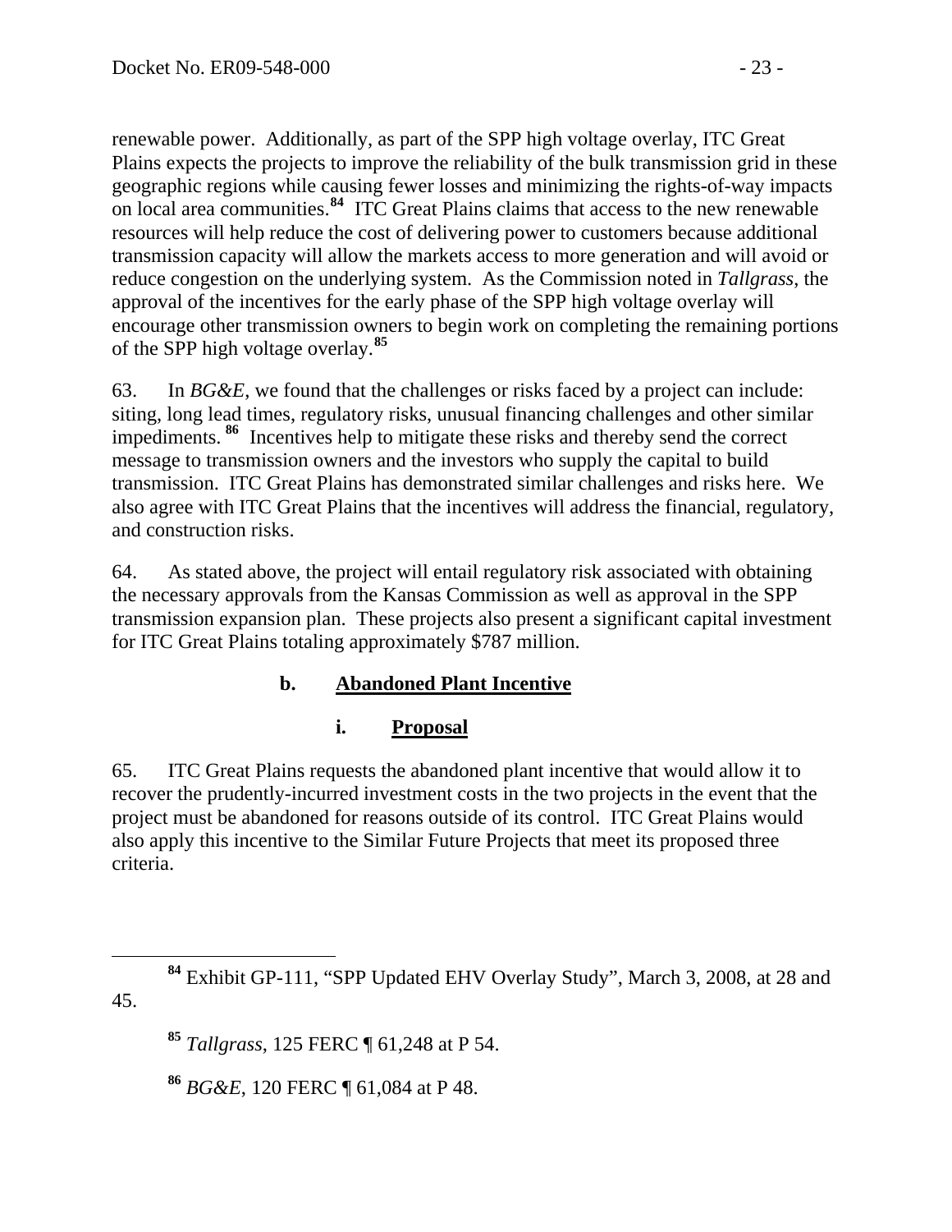renewable power. Additionally, as part of the SPP high voltage overlay, ITC Great Plains expects the projects to improve the reliability of the bulk transmission grid in these geographic regions while causing fewer losses and minimizing the rights-of-way impacts on local area communities.[84] ITC Great Plains claims that access to the new renewable resources will help reduce the cost of delivering power to customers because additional transmission capacity will allow the markets access to more generation and will avoid or reduce congestion on the underlying system. As the Commission noted in *Tallgrass*, the approval of the incentives for the early phase of the SPP high voltage overlay will encourage other transmission owners to begin work on completing the remaining portions of the SPP high voltage overlay.[85]

63. In *BG&E*, we found that the challenges or risks faced by a project can include: siting, long lead times, regulatory risks, unusual financing challenges and other similar impediments.[86] Incentives help to mitigate these risks and thereby send the correct message to transmission owners and the investors who supply the capital to build transmission. ITC Great Plains has demonstrated similar challenges and risks here. We also agree with ITC Great Plains that the incentives will address the financial, regulatory, and construction risks.

64. As stated above, the project will entail regulatory risk associated with obtaining the necessary approvals from the Kansas Commission as well as approval in the SPP transmission expansion plan. These projects also present a significant capital investment for ITC Great Plains totaling approximately $787 million.

#### b. **Abandoned Plant Incentive**

##### i. **Proposal**

65. ITC Great Plains requests the abandoned plant incentive that would allow it to recover the prudently-incurred investment costs in the two projects in the event that the project must be abandoned for reasons outside of its control. ITC Great Plains would also apply this incentive to the Similar Future Projects that meet its proposed three criteria.

---

[84] Exhibit GP-111, "SPP Updated EHV Overlay Study", March 3, 2008, at 28 and 45.

[85] *Tallgrass*, 125 FERC ¶ 61,248 at P 54.

[86] *BG&E*, 120 FERC ¶ 61,084 at P 48.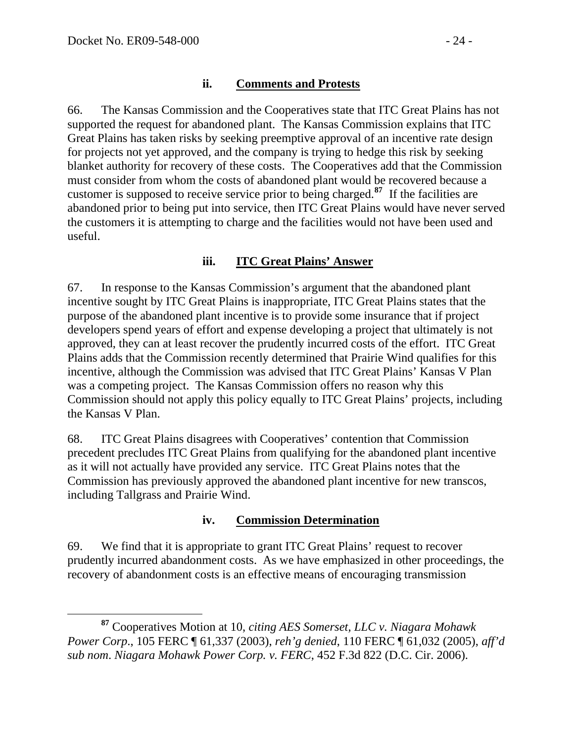#### ii. Comments and Protests

66. The Kansas Commission and the Cooperatives state that ITC Great Plains has not supported the request for abandoned plant. The Kansas Commission explains that ITC Great Plains has taken risks by seeking preemptive approval of an incentive rate design for projects not yet approved, and the company is trying to hedge this risk by seeking blanket authority for recovery of these costs. The Cooperatives add that the Commission must consider from whom the costs of abandoned plant would be recovered because a customer is supposed to receive service prior to being charged.[87] If the facilities are abandoned prior to being put into service, then ITC Great Plains would have never served the customers it is attempting to charge and the facilities would not have been used and useful.

#### iii. ITC Great Plains' Answer

67. In response to the Kansas Commission's argument that the abandoned plant incentive sought by ITC Great Plains is inappropriate, ITC Great Plains states that the purpose of the abandoned plant incentive is to provide some insurance that if project developers spend years of effort and expense developing a project that ultimately is not approved, they can at least recover the prudently incurred costs of the effort. ITC Great Plains adds that the Commission recently determined that Prairie Wind qualifies for this incentive, although the Commission was advised that ITC Great Plains' Kansas V Plan was a competing project. The Kansas Commission offers no reason why this Commission should not apply this policy equally to ITC Great Plains' projects, including the Kansas V Plan.

68. ITC Great Plains disagrees with Cooperatives' contention that Commission precedent precludes ITC Great Plains from qualifying for the abandoned plant incentive as it will not actually have provided any service. ITC Great Plains notes that the Commission has previously approved the abandoned plant incentive for new transcos, including Tallgrass and Prairie Wind.

#### iv. Commission Determination

69. We find that it is appropriate to grant ITC Great Plains' request to recover prudently incurred abandonment costs. As we have emphasized in other proceedings, the recovery of abandonment costs is an effective means of encouraging transmission

---

[87] Cooperatives Motion at 10, *citing AES Somerset, LLC v. Niagara Mohawk Power Corp*., 105 FERC ¶ 61,337 (2003), *reh'g denied*, 110 FERC ¶ 61,032 (2005), *aff'd sub nom*. *Niagara Mohawk Power Corp. v. FERC*, 452 F.3d 822 (D.C. Cir. 2006).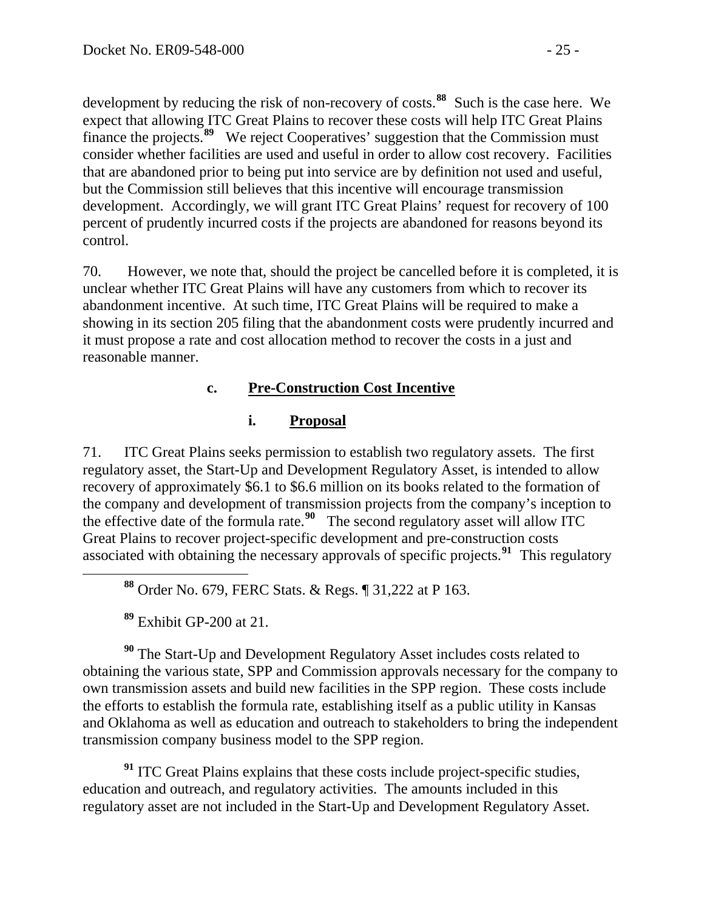development by reducing the risk of non-recovery of costs.[88] Such is the case here. We expect that allowing ITC Great Plains to recover these costs will help ITC Great Plains finance the projects.[89] We reject Cooperatives' suggestion that the Commission must consider whether facilities are used and useful in order to allow cost recovery. Facilities that are abandoned prior to being put into service are by definition not used and useful, but the Commission still believes that this incentive will encourage transmission development. Accordingly, we will grant ITC Great Plains' request for recovery of 100 percent of prudently incurred costs if the projects are abandoned for reasons beyond its control.

70. However, we note that, should the project be cancelled before it is completed, it is unclear whether ITC Great Plains will have any customers from which to recover its abandonment incentive. At such time, ITC Great Plains will be required to make a showing in its section 205 filing that the abandonment costs were prudently incurred and it must propose a rate and cost allocation method to recover the costs in a just and reasonable manner.

### c. Pre-Construction Cost Incentive

#### i. Proposal

71. ITC Great Plains seeks permission to establish two regulatory assets. The first regulatory asset, the Start-Up and Development Regulatory Asset, is intended to allow recovery of approximately \$6.1 to \$6.6 million on its books related to the formation of the company and development of transmission projects from the company's inception to the effective date of the formula rate.[90] The second regulatory asset will allow ITC Great Plains to recover project-specific development and pre-construction costs associated with obtaining the necessary approvals of specific projects.[91] This regulatory

---

[88] Order No. 679, FERC Stats. & Regs. ¶ 31,222 at P 163.

[89] Exhibit GP-200 at 21.

[90] The Start-Up and Development Regulatory Asset includes costs related to obtaining the various state, SPP and Commission approvals necessary for the company to own transmission assets and build new facilities in the SPP region. These costs include the efforts to establish the formula rate, establishing itself as a public utility in Kansas and Oklahoma as well as education and outreach to stakeholders to bring the independent transmission company business model to the SPP region.

[91] ITC Great Plains explains that these costs include project-specific studies, education and outreach, and regulatory activities. The amounts included in this regulatory asset are not included in the Start-Up and Development Regulatory Asset.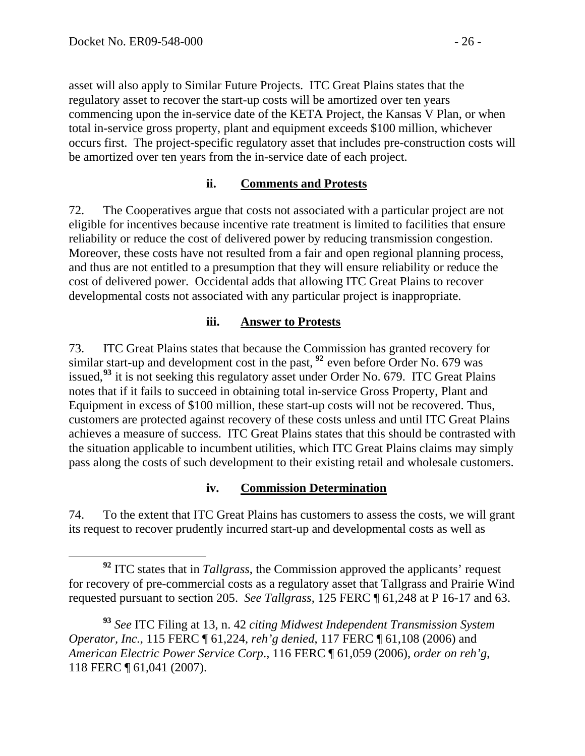asset will also apply to Similar Future Projects. ITC Great Plains states that the regulatory asset to recover the start-up costs will be amortized over ten years commencing upon the in-service date of the KETA Project, the Kansas V Plan, or when total in-service gross property, plant and equipment exceeds $100 million, whichever occurs first. The project-specific regulatory asset that includes pre-construction costs will be amortized over ten years from the in-service date of each project.

### ii. Comments and Protests

72. The Cooperatives argue that costs not associated with a particular project are not eligible for incentives because incentive rate treatment is limited to facilities that ensure reliability or reduce the cost of delivered power by reducing transmission congestion. Moreover, these costs have not resulted from a fair and open regional planning process, and thus are not entitled to a presumption that they will ensure reliability or reduce the cost of delivered power. Occidental adds that allowing ITC Great Plains to recover developmental costs not associated with any particular project is inappropriate.

### iii. Answer to Protests

73. ITC Great Plains states that because the Commission has granted recovery for similar start-up and development cost in the past,[92] even before Order No. 679 was issued,[93] it is not seeking this regulatory asset under Order No. 679. ITC Great Plains notes that if it fails to succeed in obtaining total in-service Gross Property, Plant and Equipment in excess of $100 million, these start-up costs will not be recovered. Thus, customers are protected against recovery of these costs unless and until ITC Great Plains achieves a measure of success. ITC Great Plains states that this should be contrasted with the situation applicable to incumbent utilities, which ITC Great Plains claims may simply pass along the costs of such development to their existing retail and wholesale customers.

### iv. Commission Determination

74. To the extent that ITC Great Plains has customers to assess the costs, we will grant its request to recover prudently incurred start-up and developmental costs as well as

---

[92] ITC states that in *Tallgrass*, the Commission approved the applicants' request for recovery of pre-commercial costs as a regulatory asset that Tallgrass and Prairie Wind requested pursuant to section 205. *See Tallgrass*, 125 FERC ¶ 61,248 at P 16-17 and 63.

[93] *See* ITC Filing at 13, n. 42 *citing Midwest Independent Transmission System Operator, Inc.*, 115 FERC ¶ 61,224, *reh'g denied*, 117 FERC ¶ 61,108 (2006) and *American Electric Power Service Corp*., 116 FERC ¶ 61,059 (2006), *order on reh'g*, 118 FERC ¶ 61,041 (2007).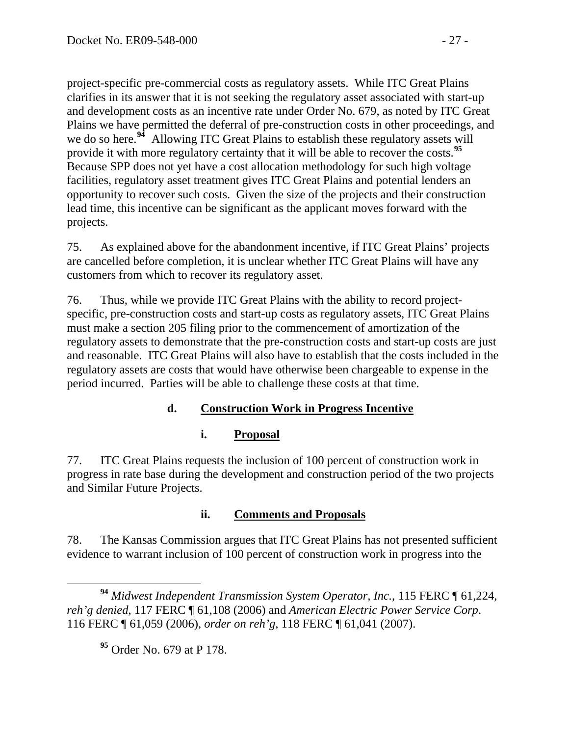project-specific pre-commercial costs as regulatory assets. While ITC Great Plains clarifies in its answer that it is not seeking the regulatory asset associated with start-up and development costs as an incentive rate under Order No. 679, as noted by ITC Great Plains we have permitted the deferral of pre-construction costs in other proceedings, and we do so here.[94] Allowing ITC Great Plains to establish these regulatory assets will provide it with more regulatory certainty that it will be able to recover the costs.[95] Because SPP does not yet have a cost allocation methodology for such high voltage facilities, regulatory asset treatment gives ITC Great Plains and potential lenders an opportunity to recover such costs. Given the size of the projects and their construction lead time, this incentive can be significant as the applicant moves forward with the projects.

75. As explained above for the abandonment incentive, if ITC Great Plains' projects are cancelled before completion, it is unclear whether ITC Great Plains will have any customers from which to recover its regulatory asset.

76. Thus, while we provide ITC Great Plains with the ability to record project-specific, pre-construction costs and start-up costs as regulatory assets, ITC Great Plains must make a section 205 filing prior to the commencement of amortization of the regulatory assets to demonstrate that the pre-construction costs and start-up costs are just and reasonable. ITC Great Plains will also have to establish that the costs included in the regulatory assets are costs that would have otherwise been chargeable to expense in the period incurred. Parties will be able to challenge these costs at that time.

#### d. Construction Work in Progress Incentive

##### i. Proposal

77. ITC Great Plains requests the inclusion of 100 percent of construction work in progress in rate base during the development and construction period of the two projects and Similar Future Projects.

##### ii. Comments and Proposals

78. The Kansas Commission argues that ITC Great Plains has not presented sufficient evidence to warrant inclusion of 100 percent of construction work in progress into the

---

[94] *Midwest Independent Transmission System Operator, Inc.*, 115 FERC ¶ 61,224, *reh'g denied*, 117 FERC ¶ 61,108 (2006) and *American Electric Power Service Corp*. 116 FERC ¶ 61,059 (2006), *order on reh'g*, 118 FERC ¶ 61,041 (2007).

[95] Order No. 679 at P 178.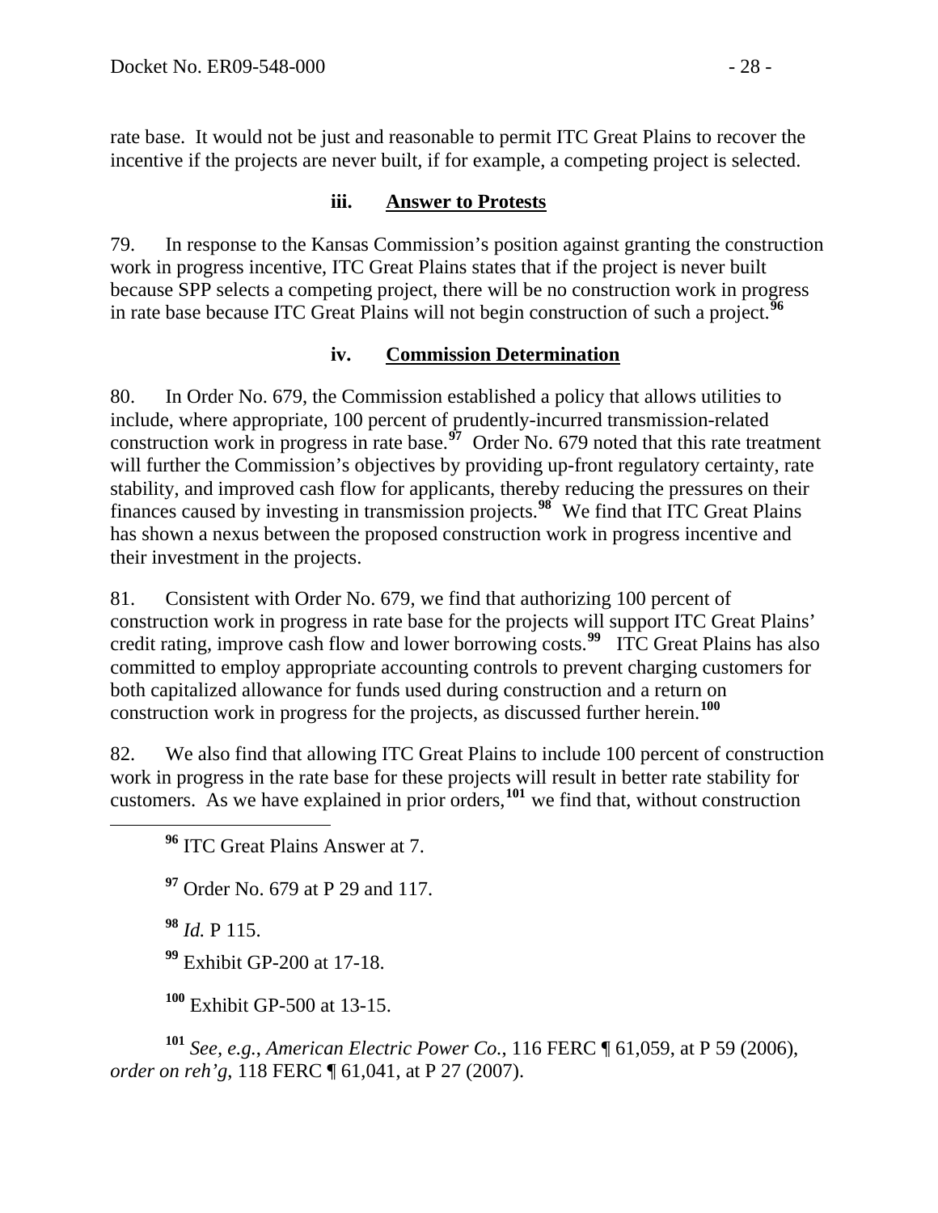rate base. It would not be just and reasonable to permit ITC Great Plains to recover the incentive if the projects are never built, if for example, a competing project is selected.

### iii. Answer to Protests

79. In response to the Kansas Commission's position against granting the construction work in progress incentive, ITC Great Plains states that if the project is never built because SPP selects a competing project, there will be no construction work in progress in rate base because ITC Great Plains will not begin construction of such a project.[96]

### iv. Commission Determination

80. In Order No. 679, the Commission established a policy that allows utilities to include, where appropriate, 100 percent of prudently-incurred transmission-related construction work in progress in rate base.[97] Order No. 679 noted that this rate treatment will further the Commission's objectives by providing up-front regulatory certainty, rate stability, and improved cash flow for applicants, thereby reducing the pressures on their finances caused by investing in transmission projects.[98] We find that ITC Great Plains has shown a nexus between the proposed construction work in progress incentive and their investment in the projects.

81. Consistent with Order No. 679, we find that authorizing 100 percent of construction work in progress in rate base for the projects will support ITC Great Plains' credit rating, improve cash flow and lower borrowing costs.[99] ITC Great Plains has also committed to employ appropriate accounting controls to prevent charging customers for both capitalized allowance for funds used during construction and a return on construction work in progress for the projects, as discussed further herein.[100]

82. We also find that allowing ITC Great Plains to include 100 percent of construction work in progress in the rate base for these projects will result in better rate stability for customers. As we have explained in prior orders,[101] we find that, without construction

---

[96] ITC Great Plains Answer at 7.

[97] Order No. 679 at P 29 and 117.

[98] *Id.* P 115.

[99] Exhibit GP-200 at 17-18.

[100] Exhibit GP-500 at 13-15.

[101] *See, e.g.*, *American Electric Power Co.*, 116 FERC ¶ 61,059, at P 59 (2006), *order on reh'g*, 118 FERC ¶ 61,041, at P 27 (2007).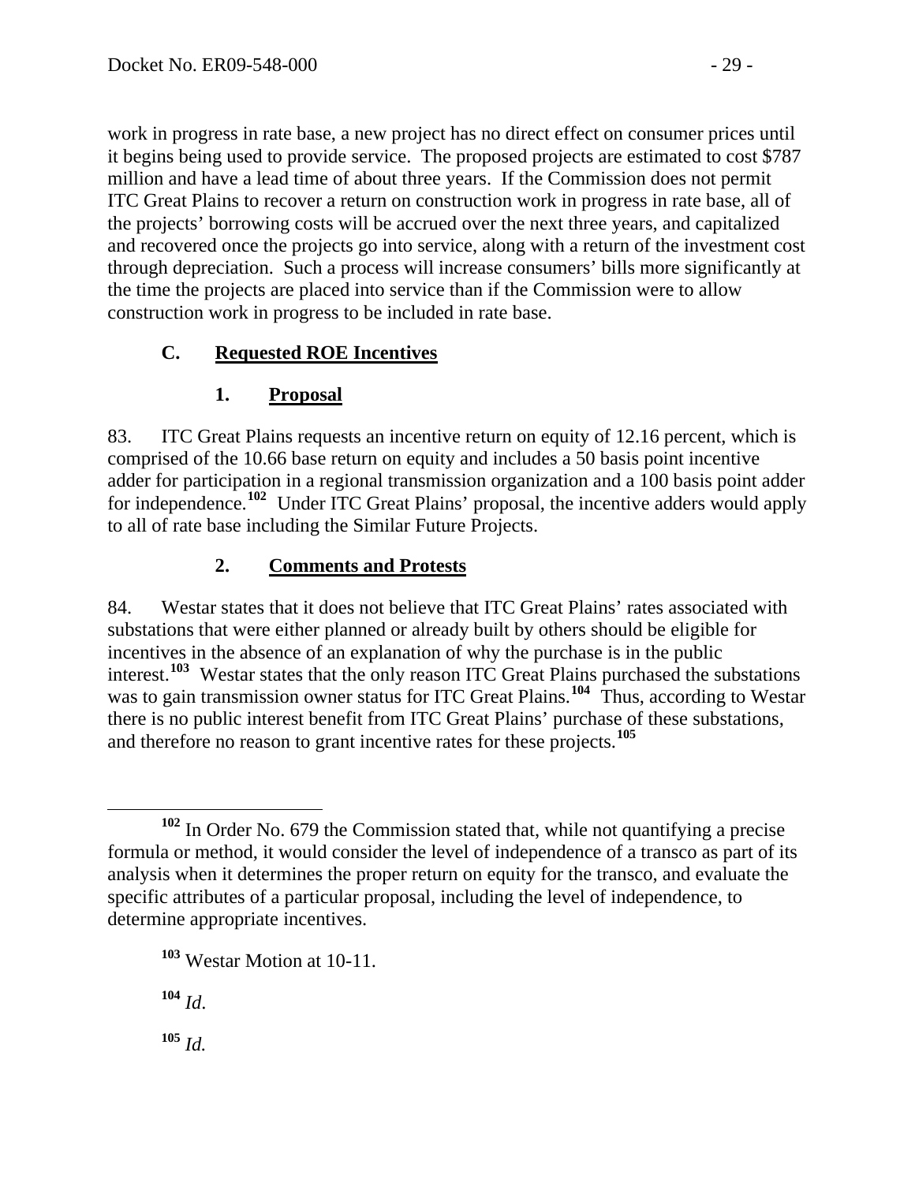work in progress in rate base, a new project has no direct effect on consumer prices until it begins being used to provide service. The proposed projects are estimated to cost $787 million and have a lead time of about three years. If the Commission does not permit ITC Great Plains to recover a return on construction work in progress in rate base, all of the projects' borrowing costs will be accrued over the next three years, and capitalized and recovered once the projects go into service, along with a return of the investment cost through depreciation. Such a process will increase consumers' bills more significantly at the time the projects are placed into service than if the Commission were to allow construction work in progress to be included in rate base.

### C. Requested ROE Incentives

#### 1. Proposal

83. ITC Great Plains requests an incentive return on equity of 12.16 percent, which is comprised of the 10.66 base return on equity and includes a 50 basis point incentive adder for participation in a regional transmission organization and a 100 basis point adder for independence.[102] Under ITC Great Plains' proposal, the incentive adders would apply to all of rate base including the Similar Future Projects.

#### 2. Comments and Protests

84. Westar states that it does not believe that ITC Great Plains' rates associated with substations that were either planned or already built by others should be eligible for incentives in the absence of an explanation of why the purchase is in the public interest.[103] Westar states that the only reason ITC Great Plains purchased the substations was to gain transmission owner status for ITC Great Plains.[104] Thus, according to Westar there is no public interest benefit from ITC Great Plains' purchase of these substations, and therefore no reason to grant incentive rates for these projects.[105]

---

[102] In Order No. 679 the Commission stated that, while not quantifying a precise formula or method, it would consider the level of independence of a transco as part of its analysis when it determines the proper return on equity for the transco, and evaluate the specific attributes of a particular proposal, including the level of independence, to determine appropriate incentives.

[103] Westar Motion at 10-11.

[104] *Id.*

[105] *Id.*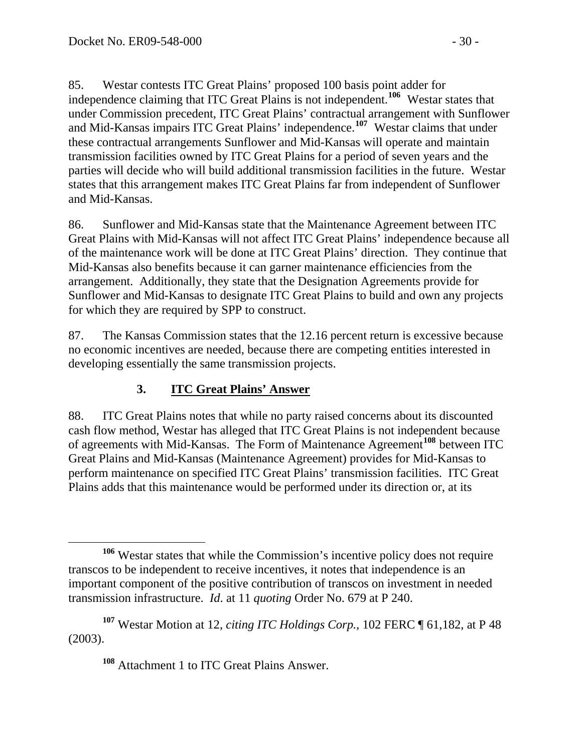85. Westar contests ITC Great Plains' proposed 100 basis point adder for independence claiming that ITC Great Plains is not independent.[106] Westar states that under Commission precedent, ITC Great Plains' contractual arrangement with Sunflower and Mid-Kansas impairs ITC Great Plains' independence.[107] Westar claims that under these contractual arrangements Sunflower and Mid-Kansas will operate and maintain transmission facilities owned by ITC Great Plains for a period of seven years and the parties will decide who will build additional transmission facilities in the future. Westar states that this arrangement makes ITC Great Plains far from independent of Sunflower and Mid-Kansas.

86. Sunflower and Mid-Kansas state that the Maintenance Agreement between ITC Great Plains with Mid-Kansas will not affect ITC Great Plains' independence because all of the maintenance work will be done at ITC Great Plains' direction. They continue that Mid-Kansas also benefits because it can garner maintenance efficiencies from the arrangement. Additionally, they state that the Designation Agreements provide for Sunflower and Mid-Kansas to designate ITC Great Plains to build and own any projects for which they are required by SPP to construct.

87. The Kansas Commission states that the 12.16 percent return is excessive because no economic incentives are needed, because there are competing entities interested in developing essentially the same transmission projects.

### 3. <u>ITC Great Plains' Answer</u>

88. ITC Great Plains notes that while no party raised concerns about its discounted cash flow method, Westar has alleged that ITC Great Plains is not independent because of agreements with Mid-Kansas. The Form of Maintenance Agreement[108] between ITC Great Plains and Mid-Kansas (Maintenance Agreement) provides for Mid-Kansas to perform maintenance on specified ITC Great Plains' transmission facilities. ITC Great Plains adds that this maintenance would be performed under its direction or, at its

---

[106] Westar states that while the Commission's incentive policy does not require transcos to be independent to receive incentives, it notes that independence is an important component of the positive contribution of transcos on investment in needed transmission infrastructure. *Id*. at 11 *quoting* Order No. 679 at P 240.

[107] Westar Motion at 12, *citing ITC Holdings Corp.*, 102 FERC ¶ 61,182, at P 48 (2003).

[108] Attachment 1 to ITC Great Plains Answer.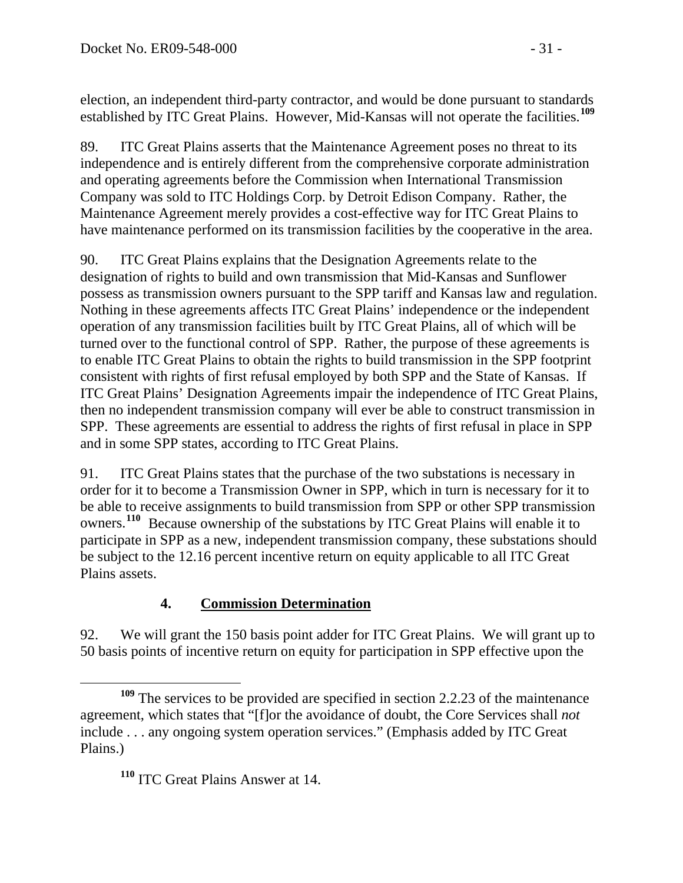election, an independent third-party contractor, and would be done pursuant to standards established by ITC Great Plains. However, Mid-Kansas will not operate the facilities.[109]

89. ITC Great Plains asserts that the Maintenance Agreement poses no threat to its independence and is entirely different from the comprehensive corporate administration and operating agreements before the Commission when International Transmission Company was sold to ITC Holdings Corp. by Detroit Edison Company. Rather, the Maintenance Agreement merely provides a cost-effective way for ITC Great Plains to have maintenance performed on its transmission facilities by the cooperative in the area.

90. ITC Great Plains explains that the Designation Agreements relate to the designation of rights to build and own transmission that Mid-Kansas and Sunflower possess as transmission owners pursuant to the SPP tariff and Kansas law and regulation. Nothing in these agreements affects ITC Great Plains' independence or the independent operation of any transmission facilities built by ITC Great Plains, all of which will be turned over to the functional control of SPP. Rather, the purpose of these agreements is to enable ITC Great Plains to obtain the rights to build transmission in the SPP footprint consistent with rights of first refusal employed by both SPP and the State of Kansas. If ITC Great Plains' Designation Agreements impair the independence of ITC Great Plains, then no independent transmission company will ever be able to construct transmission in SPP. These agreements are essential to address the rights of first refusal in place in SPP and in some SPP states, according to ITC Great Plains.

91. ITC Great Plains states that the purchase of the two substations is necessary in order for it to become a Transmission Owner in SPP, which in turn is necessary for it to be able to receive assignments to build transmission from SPP or other SPP transmission owners.[110] Because ownership of the substations by ITC Great Plains will enable it to participate in SPP as a new, independent transmission company, these substations should be subject to the 12.16 percent incentive return on equity applicable to all ITC Great Plains assets.

### 4. **Commission Determination**

92. We will grant the 150 basis point adder for ITC Great Plains. We will grant up to 50 basis points of incentive return on equity for participation in SPP effective upon the

---

[109] The services to be provided are specified in section 2.2.23 of the maintenance agreement, which states that "[f]or the avoidance of doubt, the Core Services shall *not* include . . . any ongoing system operation services." (Emphasis added by ITC Great Plains.)

[110] ITC Great Plains Answer at 14.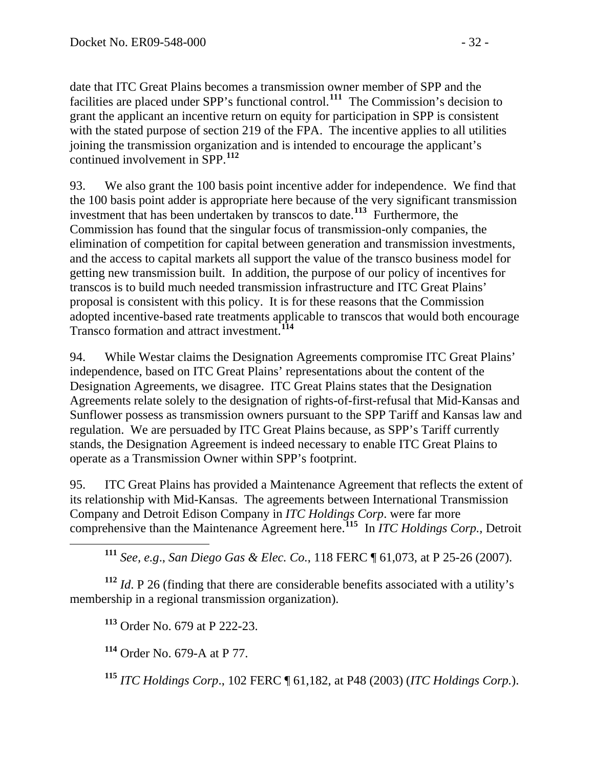date that ITC Great Plains becomes a transmission owner member of SPP and the facilities are placed under SPP's functional control.[111] The Commission's decision to grant the applicant an incentive return on equity for participation in SPP is consistent with the stated purpose of section 219 of the FPA. The incentive applies to all utilities joining the transmission organization and is intended to encourage the applicant's continued involvement in SPP.[112]

93. We also grant the 100 basis point incentive adder for independence. We find that the 100 basis point adder is appropriate here because of the very significant transmission investment that has been undertaken by transcos to date.[113] Furthermore, the Commission has found that the singular focus of transmission-only companies, the elimination of competition for capital between generation and transmission investments, and the access to capital markets all support the value of the transco business model for getting new transmission built. In addition, the purpose of our policy of incentives for transcos is to build much needed transmission infrastructure and ITC Great Plains' proposal is consistent with this policy. It is for these reasons that the Commission adopted incentive-based rate treatments applicable to transcos that would both encourage Transco formation and attract investment.[114]

94. While Westar claims the Designation Agreements compromise ITC Great Plains' independence, based on ITC Great Plains' representations about the content of the Designation Agreements, we disagree. ITC Great Plains states that the Designation Agreements relate solely to the designation of rights-of-first-refusal that Mid-Kansas and Sunflower possess as transmission owners pursuant to the SPP Tariff and Kansas law and regulation. We are persuaded by ITC Great Plains because, as SPP's Tariff currently stands, the Designation Agreement is indeed necessary to enable ITC Great Plains to operate as a Transmission Owner within SPP's footprint.

95. ITC Great Plains has provided a Maintenance Agreement that reflects the extent of its relationship with Mid-Kansas. The agreements between International Transmission Company and Detroit Edison Company in *ITC Holdings Corp*. were far more comprehensive than the Maintenance Agreement here.[115] In *ITC Holdings Corp.*, Detroit

---

[111] *See, e.g*., *San Diego Gas & Elec. Co.*, 118 FERC ¶ 61,073, at P 25-26 (2007).

[112] *Id*. P 26 (finding that there are considerable benefits associated with a utility's membership in a regional transmission organization).

[113] Order No. 679 at P 222-23.

[114] Order No. 679-A at P 77.

[115] *ITC Holdings Corp*., 102 FERC ¶ 61,182, at P48 (2003) (*ITC Holdings Corp.*).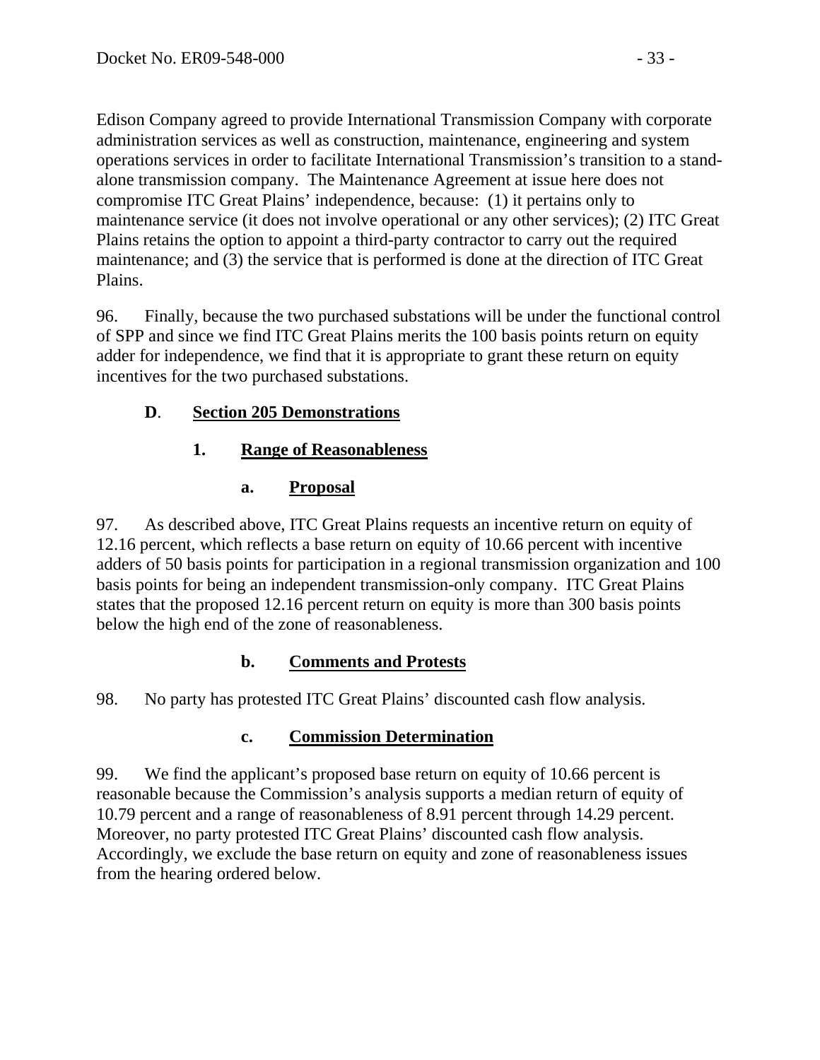Edison Company agreed to provide International Transmission Company with corporate administration services as well as construction, maintenance, engineering and system operations services in order to facilitate International Transmission's transition to a stand-alone transmission company. The Maintenance Agreement at issue here does not compromise ITC Great Plains' independence, because: (1) it pertains only to maintenance service (it does not involve operational or any other services); (2) ITC Great Plains retains the option to appoint a third-party contractor to carry out the required maintenance; and (3) the service that is performed is done at the direction of ITC Great Plains.

96. Finally, because the two purchased substations will be under the functional control of SPP and since we find ITC Great Plains merits the 100 basis points return on equity adder for independence, we find that it is appropriate to grant these return on equity incentives for the two purchased substations.

## D. Section 205 Demonstrations

### 1. Range of Reasonableness

#### a. Proposal

97. As described above, ITC Great Plains requests an incentive return on equity of 12.16 percent, which reflects a base return on equity of 10.66 percent with incentive adders of 50 basis points for participation in a regional transmission organization and 100 basis points for being an independent transmission-only company. ITC Great Plains states that the proposed 12.16 percent return on equity is more than 300 basis points below the high end of the zone of reasonableness.

#### b. Comments and Protests

98. No party has protested ITC Great Plains' discounted cash flow analysis.

#### c. Commission Determination

99. We find the applicant's proposed base return on equity of 10.66 percent is reasonable because the Commission's analysis supports a median return of equity of 10.79 percent and a range of reasonableness of 8.91 percent through 14.29 percent. Moreover, no party protested ITC Great Plains' discounted cash flow analysis. Accordingly, we exclude the base return on equity and zone of reasonableness issues from the hearing ordered below.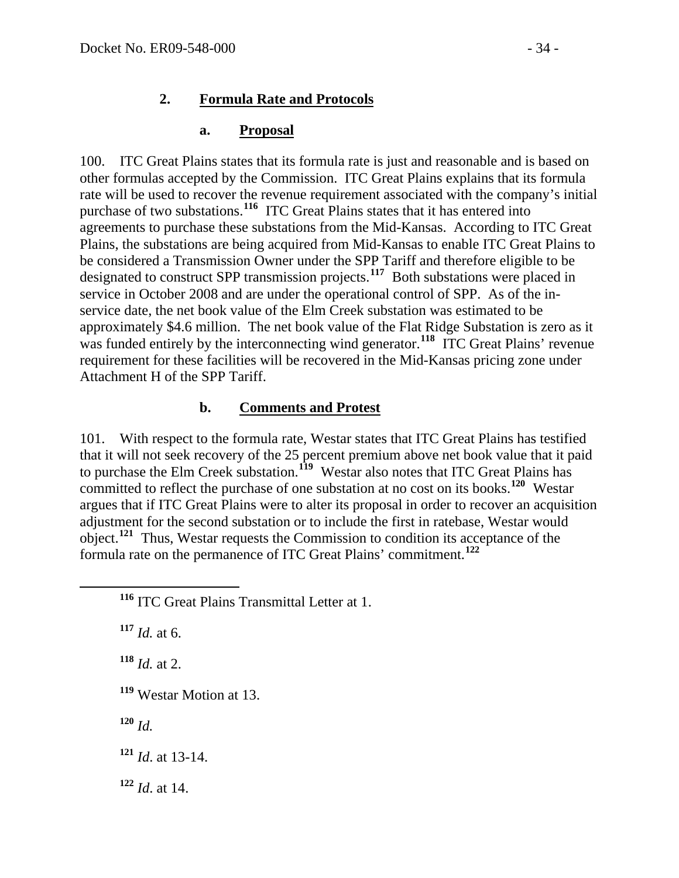### 2. Formula Rate and Protocols

#### a. Proposal

100. ITC Great Plains states that its formula rate is just and reasonable and is based on other formulas accepted by the Commission. ITC Great Plains explains that its formula rate will be used to recover the revenue requirement associated with the company's initial purchase of two substations.[116] ITC Great Plains states that it has entered into agreements to purchase these substations from the Mid-Kansas. According to ITC Great Plains, the substations are being acquired from Mid-Kansas to enable ITC Great Plains to be considered a Transmission Owner under the SPP Tariff and therefore eligible to be designated to construct SPP transmission projects.[117] Both substations were placed in service in October 2008 and are under the operational control of SPP. As of the in-service date, the net book value of the Elm Creek substation was estimated to be approximately $4.6 million. The net book value of the Flat Ridge Substation is zero as it was funded entirely by the interconnecting wind generator.[118] ITC Great Plains' revenue requirement for these facilities will be recovered in the Mid-Kansas pricing zone under Attachment H of the SPP Tariff.

#### b. Comments and Protest

101. With respect to the formula rate, Westar states that ITC Great Plains has testified that it will not seek recovery of the 25 percent premium above net book value that it paid to purchase the Elm Creek substation.[119] Westar also notes that ITC Great Plains has committed to reflect the purchase of one substation at no cost on its books.[120] Westar argues that if ITC Great Plains were to alter its proposal in order to recover an acquisition adjustment for the second substation or to include the first in ratebase, Westar would object.[121] Thus, Westar requests the Commission to condition its acceptance of the formula rate on the permanence of ITC Great Plains' commitment.[122]

---

[116] ITC Great Plains Transmittal Letter at 1.

[117] *Id.* at 6.

[118] *Id.* at 2.

[119] Westar Motion at 13.

[120] *Id.*

[121] *Id*. at 13-14.

[122] *Id*. at 14.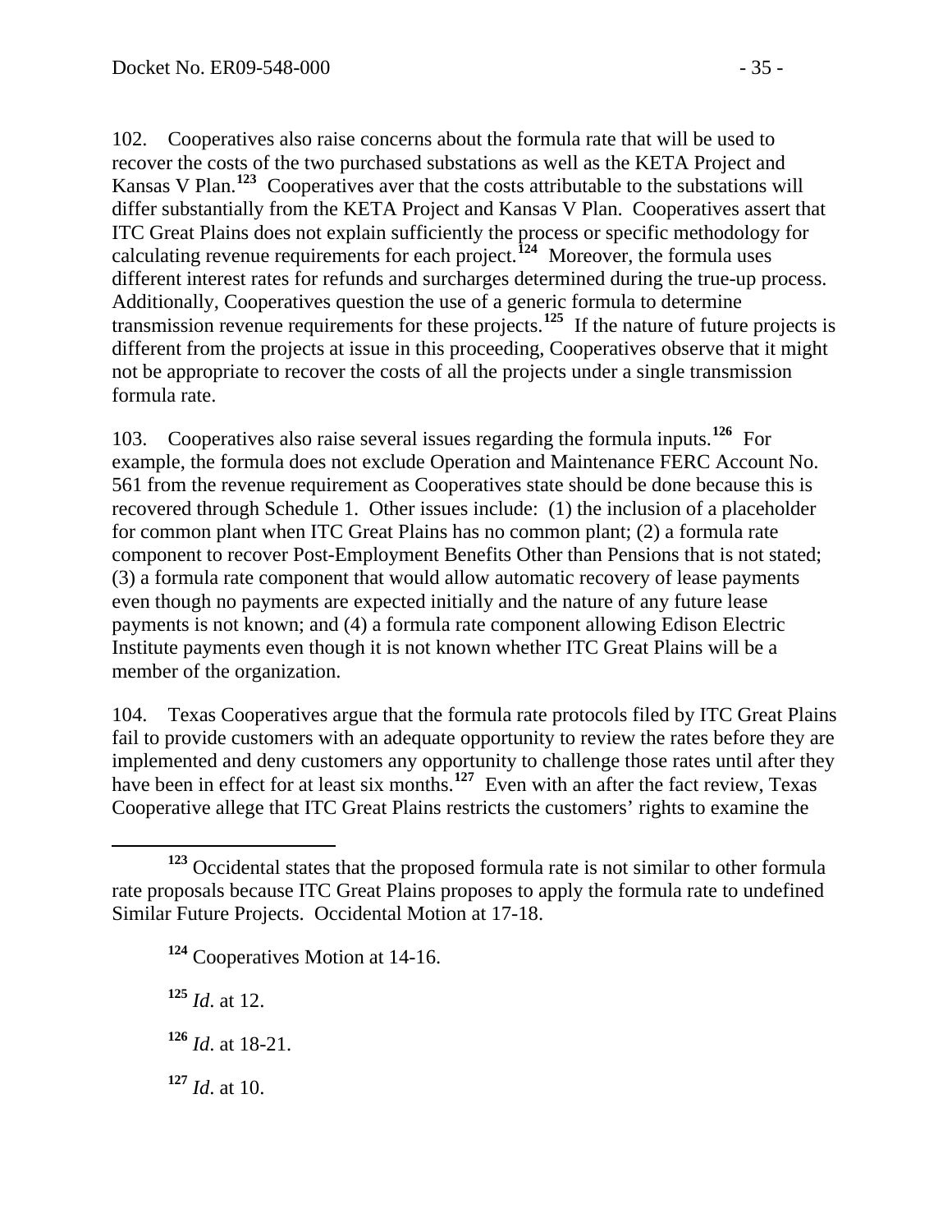102. Cooperatives also raise concerns about the formula rate that will be used to recover the costs of the two purchased substations as well as the KETA Project and Kansas V Plan.[123] Cooperatives aver that the costs attributable to the substations will differ substantially from the KETA Project and Kansas V Plan. Cooperatives assert that ITC Great Plains does not explain sufficiently the process or specific methodology for calculating revenue requirements for each project.[124] Moreover, the formula uses different interest rates for refunds and surcharges determined during the true-up process. Additionally, Cooperatives question the use of a generic formula to determine transmission revenue requirements for these projects.[125] If the nature of future projects is different from the projects at issue in this proceeding, Cooperatives observe that it might not be appropriate to recover the costs of all the projects under a single transmission formula rate.

103. Cooperatives also raise several issues regarding the formula inputs.[126] For example, the formula does not exclude Operation and Maintenance FERC Account No. 561 from the revenue requirement as Cooperatives state should be done because this is recovered through Schedule 1. Other issues include: (1) the inclusion of a placeholder for common plant when ITC Great Plains has no common plant; (2) a formula rate component to recover Post-Employment Benefits Other than Pensions that is not stated; (3) a formula rate component that would allow automatic recovery of lease payments even though no payments are expected initially and the nature of any future lease payments is not known; and (4) a formula rate component allowing Edison Electric Institute payments even though it is not known whether ITC Great Plains will be a member of the organization.

104. Texas Cooperatives argue that the formula rate protocols filed by ITC Great Plains fail to provide customers with an adequate opportunity to review the rates before they are implemented and deny customers any opportunity to challenge those rates until after they have been in effect for at least six months.[127] Even with an after the fact review, Texas Cooperative allege that ITC Great Plains restricts the customers' rights to examine the

---

[123] Occidental states that the proposed formula rate is not similar to other formula rate proposals because ITC Great Plains proposes to apply the formula rate to undefined Similar Future Projects. Occidental Motion at 17-18.

[124] Cooperatives Motion at 14-16.

[125] *Id.* at 12.

[126] *Id.* at 18-21.

[127] *Id.* at 10.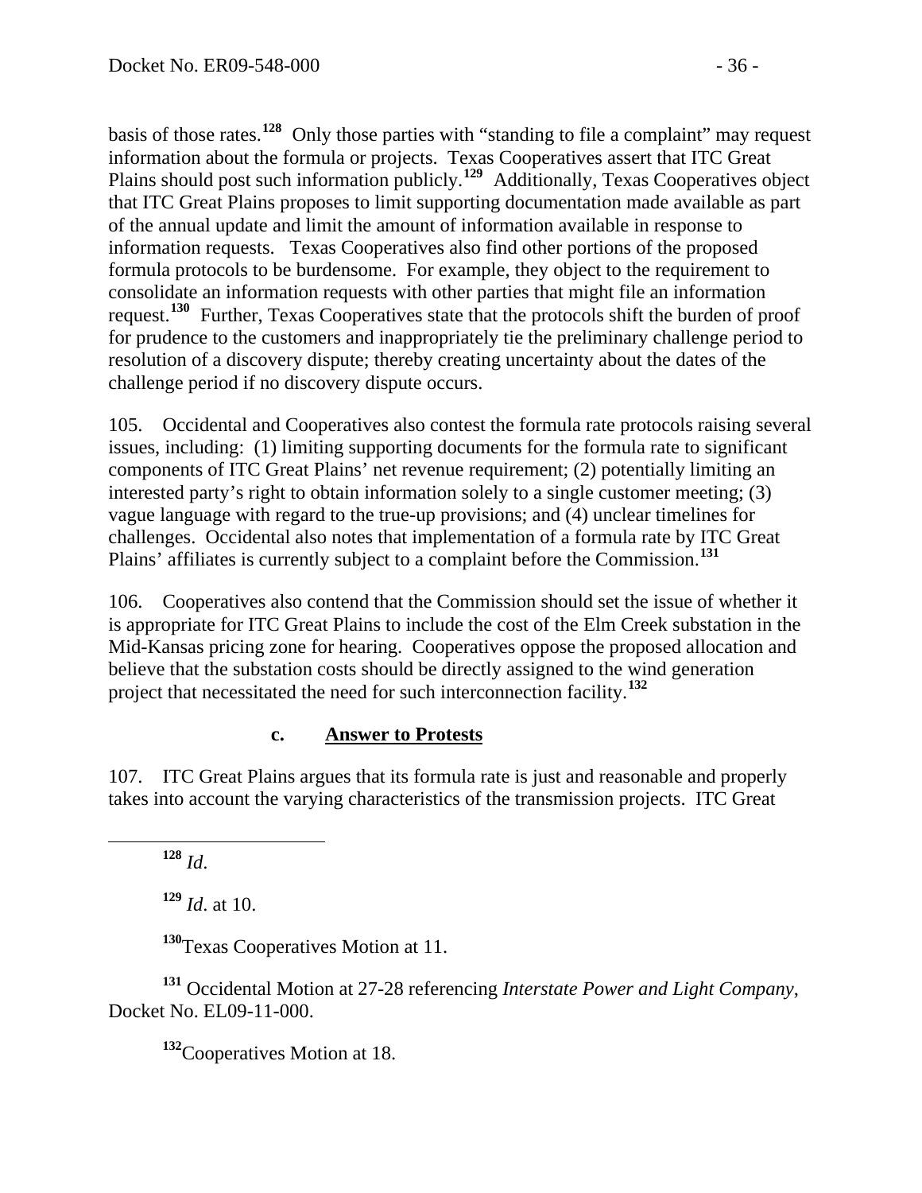basis of those rates.[128] Only those parties with "standing to file a complaint" may request information about the formula or projects. Texas Cooperatives assert that ITC Great Plains should post such information publicly.[129] Additionally, Texas Cooperatives object that ITC Great Plains proposes to limit supporting documentation made available as part of the annual update and limit the amount of information available in response to information requests. Texas Cooperatives also find other portions of the proposed formula protocols to be burdensome. For example, they object to the requirement to consolidate an information requests with other parties that might file an information request.[130] Further, Texas Cooperatives state that the protocols shift the burden of proof for prudence to the customers and inappropriately tie the preliminary challenge period to resolution of a discovery dispute; thereby creating uncertainty about the dates of the challenge period if no discovery dispute occurs.

105. Occidental and Cooperatives also contest the formula rate protocols raising several issues, including: (1) limiting supporting documents for the formula rate to significant components of ITC Great Plains' net revenue requirement; (2) potentially limiting an interested party's right to obtain information solely to a single customer meeting; (3) vague language with regard to the true-up provisions; and (4) unclear timelines for challenges. Occidental also notes that implementation of a formula rate by ITC Great Plains' affiliates is currently subject to a complaint before the Commission.[131]

106. Cooperatives also contend that the Commission should set the issue of whether it is appropriate for ITC Great Plains to include the cost of the Elm Creek substation in the Mid-Kansas pricing zone for hearing. Cooperatives oppose the proposed allocation and believe that the substation costs should be directly assigned to the wind generation project that necessitated the need for such interconnection facility.[132]

### c. <u>Answer to Protests</u>

107. ITC Great Plains argues that its formula rate is just and reasonable and properly takes into account the varying characteristics of the transmission projects. ITC Great

---

[128] *Id.*

[129] *Id*. at 10.

[130] Texas Cooperatives Motion at 11.

[131] Occidental Motion at 27-28 referencing *Interstate Power and Light Company*, Docket No. EL09-11-000.

[132] Cooperatives Motion at 18.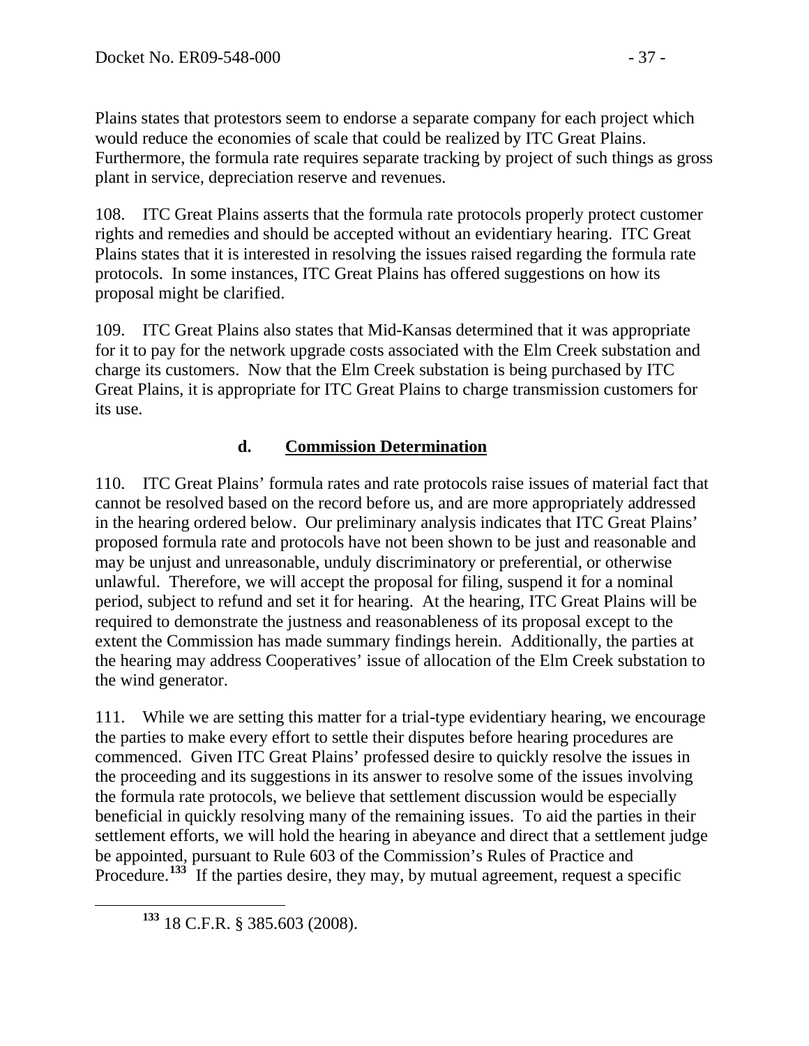Plains states that protestors seem to endorse a separate company for each project which would reduce the economies of scale that could be realized by ITC Great Plains. Furthermore, the formula rate requires separate tracking by project of such things as gross plant in service, depreciation reserve and revenues.

108. ITC Great Plains asserts that the formula rate protocols properly protect customer rights and remedies and should be accepted without an evidentiary hearing. ITC Great Plains states that it is interested in resolving the issues raised regarding the formula rate protocols. In some instances, ITC Great Plains has offered suggestions on how its proposal might be clarified.

109. ITC Great Plains also states that Mid-Kansas determined that it was appropriate for it to pay for the network upgrade costs associated with the Elm Creek substation and charge its customers. Now that the Elm Creek substation is being purchased by ITC Great Plains, it is appropriate for ITC Great Plains to charge transmission customers for its use.

### d. Commission Determination

110. ITC Great Plains' formula rates and rate protocols raise issues of material fact that cannot be resolved based on the record before us, and are more appropriately addressed in the hearing ordered below. Our preliminary analysis indicates that ITC Great Plains' proposed formula rate and protocols have not been shown to be just and reasonable and may be unjust and unreasonable, unduly discriminatory or preferential, or otherwise unlawful. Therefore, we will accept the proposal for filing, suspend it for a nominal period, subject to refund and set it for hearing. At the hearing, ITC Great Plains will be required to demonstrate the justness and reasonableness of its proposal except to the extent the Commission has made summary findings herein. Additionally, the parties at the hearing may address Cooperatives' issue of allocation of the Elm Creek substation to the wind generator.

111. While we are setting this matter for a trial-type evidentiary hearing, we encourage the parties to make every effort to settle their disputes before hearing procedures are commenced. Given ITC Great Plains' professed desire to quickly resolve the issues in the proceeding and its suggestions in its answer to resolve some of the issues involving the formula rate protocols, we believe that settlement discussion would be especially beneficial in quickly resolving many of the remaining issues. To aid the parties in their settlement efforts, we will hold the hearing in abeyance and direct that a settlement judge be appointed, pursuant to Rule 603 of the Commission's Rules of Practice and Procedure.[133] If the parties desire, they may, by mutual agreement, request a specific

[133] 18 C.F.R. § 385.603 (2008).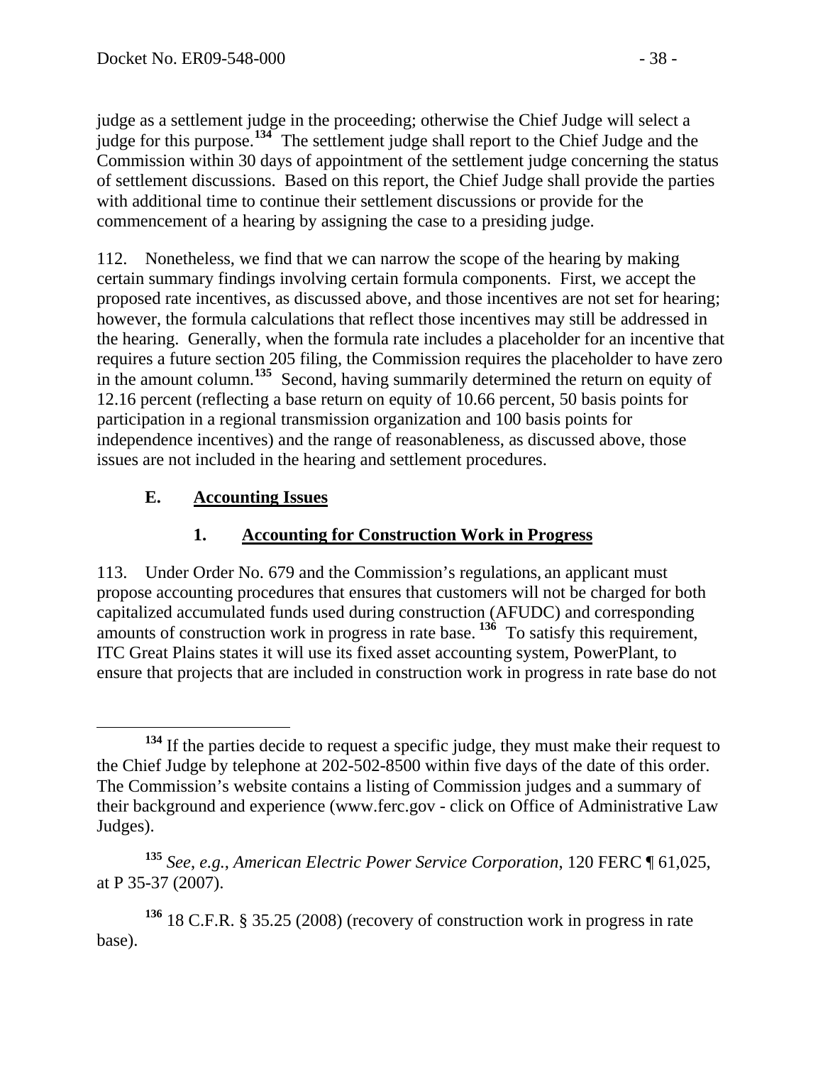judge as a settlement judge in the proceeding; otherwise the Chief Judge will select a judge for this purpose.[134] The settlement judge shall report to the Chief Judge and the Commission within 30 days of appointment of the settlement judge concerning the status of settlement discussions. Based on this report, the Chief Judge shall provide the parties with additional time to continue their settlement discussions or provide for the commencement of a hearing by assigning the case to a presiding judge.

112. Nonetheless, we find that we can narrow the scope of the hearing by making certain summary findings involving certain formula components. First, we accept the proposed rate incentives, as discussed above, and those incentives are not set for hearing; however, the formula calculations that reflect those incentives may still be addressed in the hearing. Generally, when the formula rate includes a placeholder for an incentive that requires a future section 205 filing, the Commission requires the placeholder to have zero in the amount column.[135] Second, having summarily determined the return on equity of 12.16 percent (reflecting a base return on equity of 10.66 percent, 50 basis points for participation in a regional transmission organization and 100 basis points for independence incentives) and the range of reasonableness, as discussed above, those issues are not included in the hearing and settlement procedures.

## E. Accounting Issues

### 1. Accounting for Construction Work in Progress

113. Under Order No. 679 and the Commission's regulations, an applicant must propose accounting procedures that ensures that customers will not be charged for both capitalized accumulated funds used during construction (AFUDC) and corresponding amounts of construction work in progress in rate base. [136] To satisfy this requirement, ITC Great Plains states it will use its fixed asset accounting system, PowerPlant, to ensure that projects that are included in construction work in progress in rate base do not

---

[134] If the parties decide to request a specific judge, they must make their request to the Chief Judge by telephone at 202-502-8500 within five days of the date of this order. The Commission's website contains a listing of Commission judges and a summary of their background and experience (www.ferc.gov - click on Office of Administrative Law Judges).

[135] *See*, *e.g.*, *American Electric Power Service Corporation*, 120 FERC ¶ 61,025, at P 35-37 (2007).

[136] 18 C.F.R. § 35.25 (2008) (recovery of construction work in progress in rate base).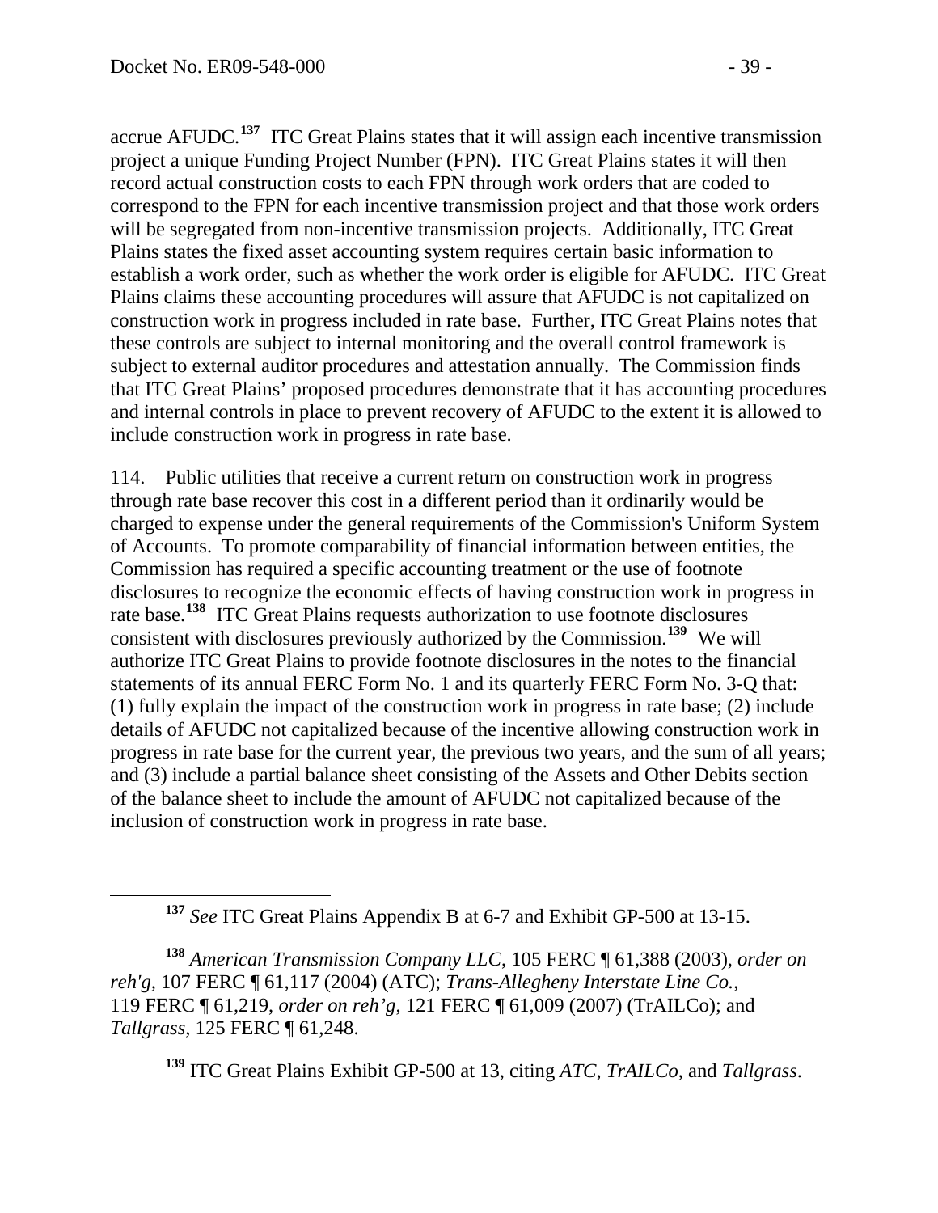accrue AFUDC.[137] ITC Great Plains states that it will assign each incentive transmission project a unique Funding Project Number (FPN). ITC Great Plains states it will then record actual construction costs to each FPN through work orders that are coded to correspond to the FPN for each incentive transmission project and that those work orders will be segregated from non-incentive transmission projects. Additionally, ITC Great Plains states the fixed asset accounting system requires certain basic information to establish a work order, such as whether the work order is eligible for AFUDC. ITC Great Plains claims these accounting procedures will assure that AFUDC is not capitalized on construction work in progress included in rate base. Further, ITC Great Plains notes that these controls are subject to internal monitoring and the overall control framework is subject to external auditor procedures and attestation annually. The Commission finds that ITC Great Plains' proposed procedures demonstrate that it has accounting procedures and internal controls in place to prevent recovery of AFUDC to the extent it is allowed to include construction work in progress in rate base.

114. Public utilities that receive a current return on construction work in progress through rate base recover this cost in a different period than it ordinarily would be charged to expense under the general requirements of the Commission's Uniform System of Accounts. To promote comparability of financial information between entities, the Commission has required a specific accounting treatment or the use of footnote disclosures to recognize the economic effects of having construction work in progress in rate base.[138] ITC Great Plains requests authorization to use footnote disclosures consistent with disclosures previously authorized by the Commission.[139] We will authorize ITC Great Plains to provide footnote disclosures in the notes to the financial statements of its annual FERC Form No. 1 and its quarterly FERC Form No. 3-Q that: (1) fully explain the impact of the construction work in progress in rate base; (2) include details of AFUDC not capitalized because of the incentive allowing construction work in progress in rate base for the current year, the previous two years, and the sum of all years; and (3) include a partial balance sheet consisting of the Assets and Other Debits section of the balance sheet to include the amount of AFUDC not capitalized because of the inclusion of construction work in progress in rate base.

---

[137] *See* ITC Great Plains Appendix B at 6-7 and Exhibit GP-500 at 13-15.

[138] *American Transmission Company LLC*, 105 FERC ¶ 61,388 (2003), *order on reh'g*, 107 FERC ¶ 61,117 (2004) (ATC); *Trans-Allegheny Interstate Line Co.*, 119 FERC ¶ 61,219, *order on reh'g*, 121 FERC ¶ 61,009 (2007) (TrAILCo); and *Tallgrass*, 125 FERC ¶ 61,248.

[139] ITC Great Plains Exhibit GP-500 at 13, citing *ATC*, *TrAILCo*, and *Tallgrass*.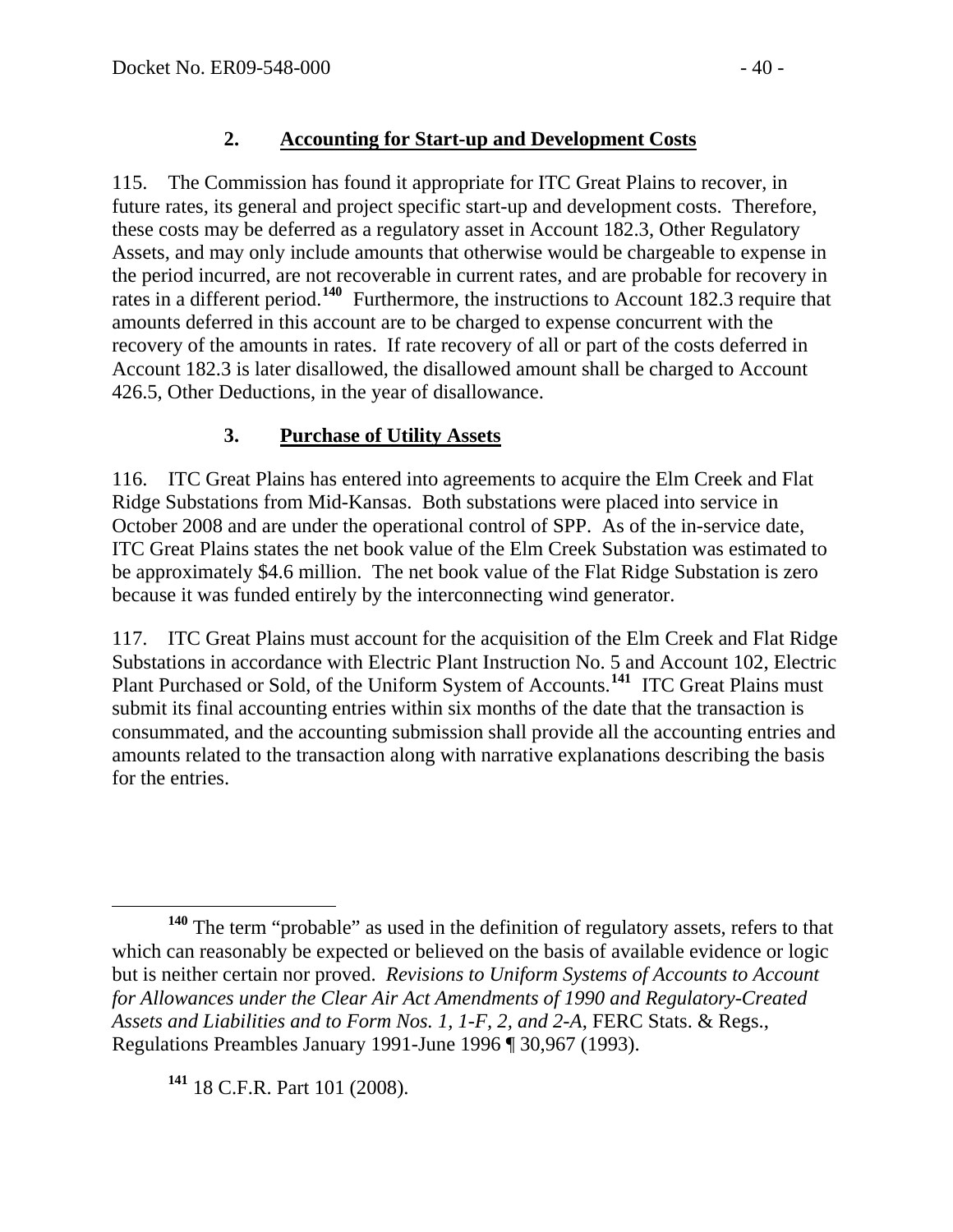### 2. Accounting for Start-up and Development Costs

115. The Commission has found it appropriate for ITC Great Plains to recover, in future rates, its general and project specific start-up and development costs. Therefore, these costs may be deferred as a regulatory asset in Account 182.3, Other Regulatory Assets, and may only include amounts that otherwise would be chargeable to expense in the period incurred, are not recoverable in current rates, and are probable for recovery in rates in a different period.[140] Furthermore, the instructions to Account 182.3 require that amounts deferred in this account are to be charged to expense concurrent with the recovery of the amounts in rates. If rate recovery of all or part of the costs deferred in Account 182.3 is later disallowed, the disallowed amount shall be charged to Account 426.5, Other Deductions, in the year of disallowance.

### 3. Purchase of Utility Assets

116. ITC Great Plains has entered into agreements to acquire the Elm Creek and Flat Ridge Substations from Mid-Kansas. Both substations were placed into service in October 2008 and are under the operational control of SPP. As of the in-service date, ITC Great Plains states the net book value of the Elm Creek Substation was estimated to be approximately $4.6 million. The net book value of the Flat Ridge Substation is zero because it was funded entirely by the interconnecting wind generator.

117. ITC Great Plains must account for the acquisition of the Elm Creek and Flat Ridge Substations in accordance with Electric Plant Instruction No. 5 and Account 102, Electric Plant Purchased or Sold, of the Uniform System of Accounts.[141] ITC Great Plains must submit its final accounting entries within six months of the date that the transaction is consummated, and the accounting submission shall provide all the accounting entries and amounts related to the transaction along with narrative explanations describing the basis for the entries.

---

[140] The term "probable" as used in the definition of regulatory assets, refers to that which can reasonably be expected or believed on the basis of available evidence or logic but is neither certain nor proved. *Revisions to Uniform Systems of Accounts to Account for Allowances under the Clear Air Act Amendments of 1990 and Regulatory-Created Assets and Liabilities and to Form Nos. 1, 1-F, 2, and 2-A*, FERC Stats. & Regs., Regulations Preambles January 1991-June 1996 ¶ 30,967 (1993).

[141] 18 C.F.R. Part 101 (2008).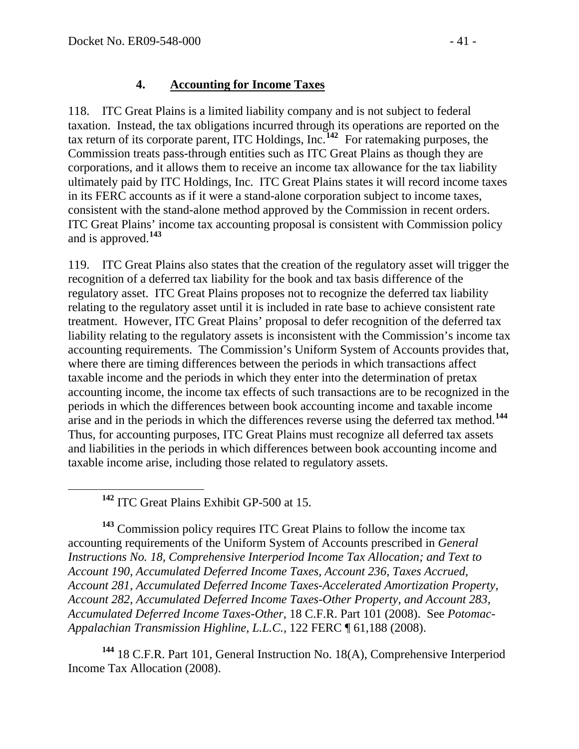### 4. Accounting for Income Taxes

118. ITC Great Plains is a limited liability company and is not subject to federal taxation. Instead, the tax obligations incurred through its operations are reported on the tax return of its corporate parent, ITC Holdings, Inc.[142] For ratemaking purposes, the Commission treats pass-through entities such as ITC Great Plains as though they are corporations, and it allows them to receive an income tax allowance for the tax liability ultimately paid by ITC Holdings, Inc. ITC Great Plains states it will record income taxes in its FERC accounts as if it were a stand-alone corporation subject to income taxes, consistent with the stand-alone method approved by the Commission in recent orders. ITC Great Plains' income tax accounting proposal is consistent with Commission policy and is approved.[143]

119. ITC Great Plains also states that the creation of the regulatory asset will trigger the recognition of a deferred tax liability for the book and tax basis difference of the regulatory asset. ITC Great Plains proposes not to recognize the deferred tax liability relating to the regulatory asset until it is included in rate base to achieve consistent rate treatment. However, ITC Great Plains' proposal to defer recognition of the deferred tax liability relating to the regulatory assets is inconsistent with the Commission's income tax accounting requirements. The Commission's Uniform System of Accounts provides that, where there are timing differences between the periods in which transactions affect taxable income and the periods in which they enter into the determination of pretax accounting income, the income tax effects of such transactions are to be recognized in the periods in which the differences between book accounting income and taxable income arise and in the periods in which the differences reverse using the deferred tax method.[144] Thus, for accounting purposes, ITC Great Plains must recognize all deferred tax assets and liabilities in the periods in which differences between book accounting income and taxable income arise, including those related to regulatory assets.

---

[142] ITC Great Plains Exhibit GP-500 at 15.

[143] Commission policy requires ITC Great Plains to follow the income tax accounting requirements of the Uniform System of Accounts prescribed in *General Instructions No. 18, Comprehensive Interperiod Income Tax Allocation; and Text to Account 190, Accumulated Deferred Income Taxes, Account 236, Taxes Accrued, Account 281, Accumulated Deferred Income Taxes-Accelerated Amortization Property, Account 282, Accumulated Deferred Income Taxes-Other Property, and Account 283, Accumulated Deferred Income Taxes-Other*, 18 C.F.R. Part 101 (2008). See *Potomac-Appalachian Transmission Highline, L.L.C.*, 122 FERC ¶ 61,188 (2008).

[144] 18 C.F.R. Part 101, General Instruction No. 18(A), Comprehensive Interperiod Income Tax Allocation (2008).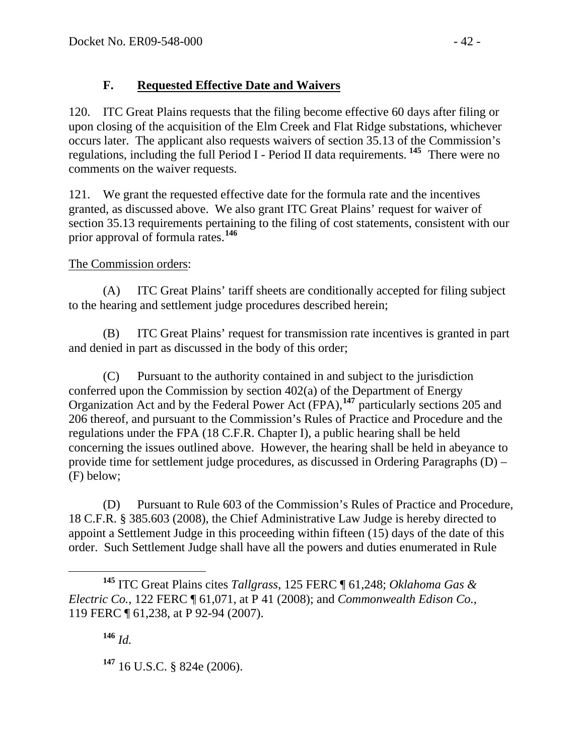### F. **Requested Effective Date and Waivers**

120. ITC Great Plains requests that the filing become effective 60 days after filing or upon closing of the acquisition of the Elm Creek and Flat Ridge substations, whichever occurs later. The applicant also requests waivers of section 35.13 of the Commission's regulations, including the full Period I - Period II data requirements.[145] There were no comments on the waiver requests.

121. We grant the requested effective date for the formula rate and the incentives granted, as discussed above. We also grant ITC Great Plains' request for waiver of section 35.13 requirements pertaining to the filing of cost statements, consistent with our prior approval of formula rates.[146]

The Commission orders:

(A) ITC Great Plains' tariff sheets are conditionally accepted for filing subject to the hearing and settlement judge procedures described herein;

(B) ITC Great Plains' request for transmission rate incentives is granted in part and denied in part as discussed in the body of this order;

(C) Pursuant to the authority contained in and subject to the jurisdiction conferred upon the Commission by section 402(a) of the Department of Energy Organization Act and by the Federal Power Act (FPA),[147] particularly sections 205 and 206 thereof, and pursuant to the Commission's Rules of Practice and Procedure and the regulations under the FPA (18 C.F.R. Chapter I), a public hearing shall be held concerning the issues outlined above. However, the hearing shall be held in abeyance to provide time for settlement judge procedures, as discussed in Ordering Paragraphs (D) – (F) below;

(D) Pursuant to Rule 603 of the Commission's Rules of Practice and Procedure, 18 C.F.R. § 385.603 (2008), the Chief Administrative Law Judge is hereby directed to appoint a Settlement Judge in this proceeding within fifteen (15) days of the date of this order. Such Settlement Judge shall have all the powers and duties enumerated in Rule

---

[145] ITC Great Plains cites *Tallgrass*, 125 FERC ¶ 61,248; *Oklahoma Gas & Electric Co.*, 122 FERC ¶ 61,071, at P 41 (2008); and *Commonwealth Edison Co.*, 119 FERC ¶ 61,238, at P 92-94 (2007).

[146] *Id.*

[147] 16 U.S.C. § 824e (2006).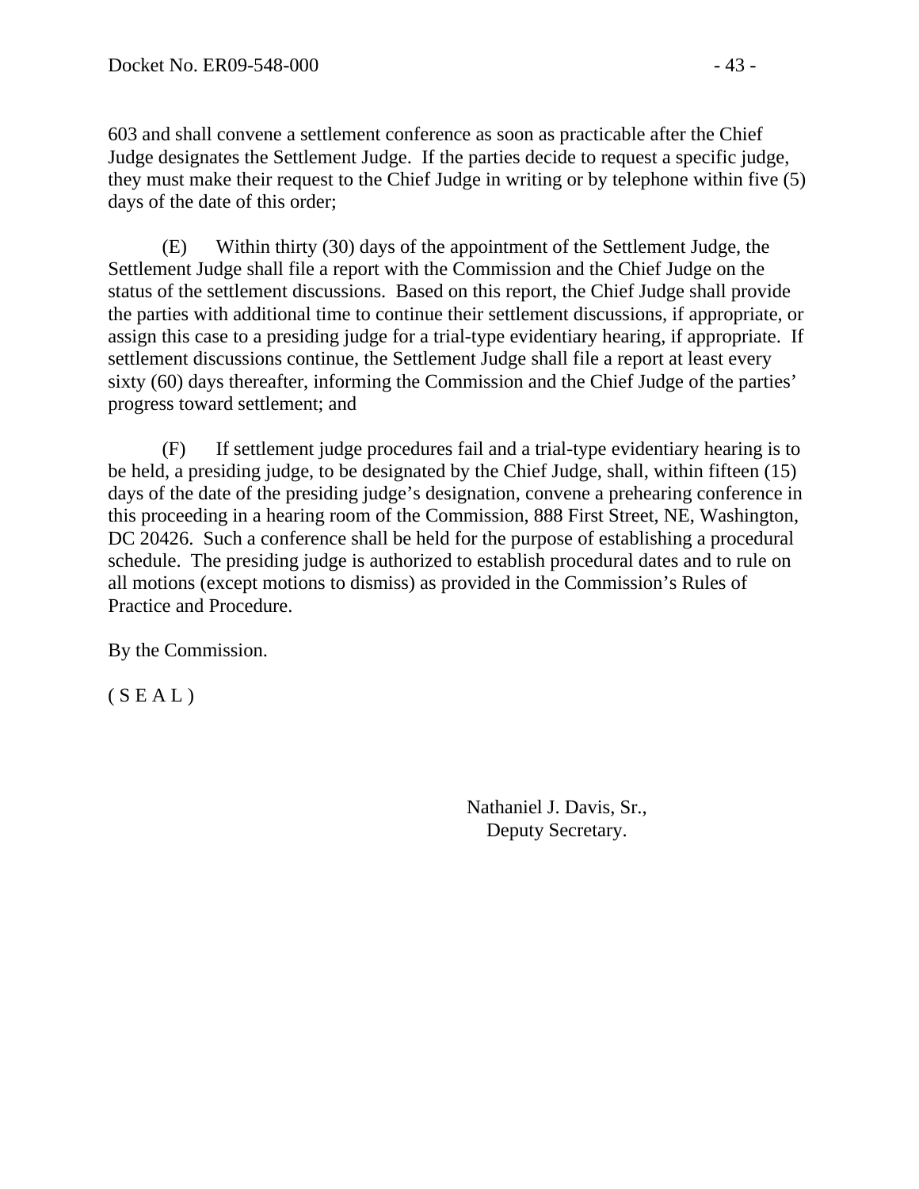603 and shall convene a settlement conference as soon as practicable after the Chief Judge designates the Settlement Judge. If the parties decide to request a specific judge, they must make their request to the Chief Judge in writing or by telephone within five (5) days of the date of this order;

(E) Within thirty (30) days of the appointment of the Settlement Judge, the Settlement Judge shall file a report with the Commission and the Chief Judge on the status of the settlement discussions. Based on this report, the Chief Judge shall provide the parties with additional time to continue their settlement discussions, if appropriate, or assign this case to a presiding judge for a trial-type evidentiary hearing, if appropriate. If settlement discussions continue, the Settlement Judge shall file a report at least every sixty (60) days thereafter, informing the Commission and the Chief Judge of the parties' progress toward settlement; and

(F) If settlement judge procedures fail and a trial-type evidentiary hearing is to be held, a presiding judge, to be designated by the Chief Judge, shall, within fifteen (15) days of the date of the presiding judge's designation, convene a prehearing conference in this proceeding in a hearing room of the Commission, 888 First Street, NE, Washington, DC 20426. Such a conference shall be held for the purpose of establishing a procedural schedule. The presiding judge is authorized to establish procedural dates and to rule on all motions (except motions to dismiss) as provided in the Commission's Rules of Practice and Procedure.

By the Commission.

( S E A L )

Nathaniel J. Davis, Sr.,
Deputy Secretary.